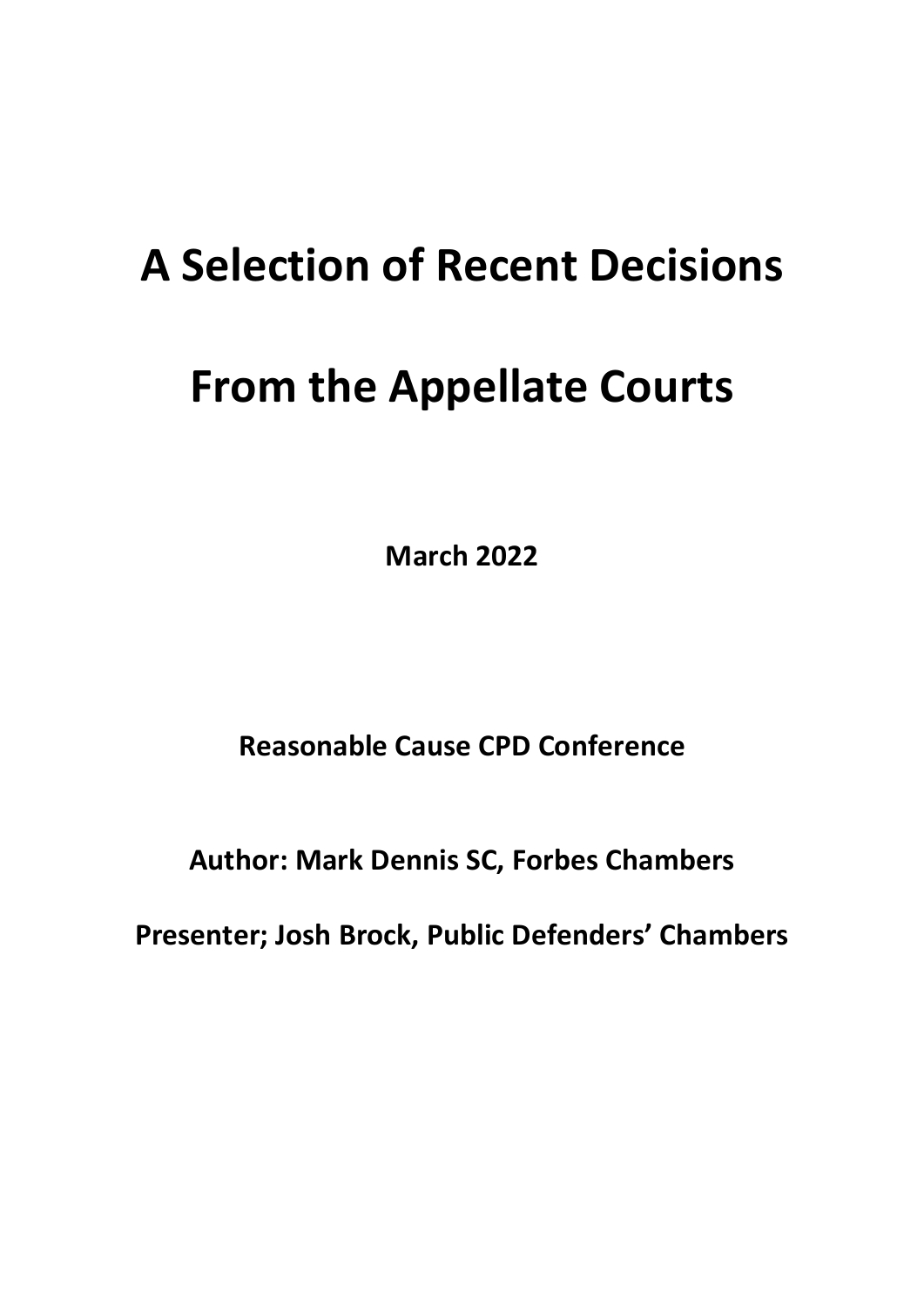# A Selection of Recent Decisions

# From the Appellate Courts

**March 2022**

**Reasonable Cause CPD Conference**

**Author: Mark Dennis SC, Forbes Chambers**

**Presenter; Josh Brock, Public Defenders' Chambers**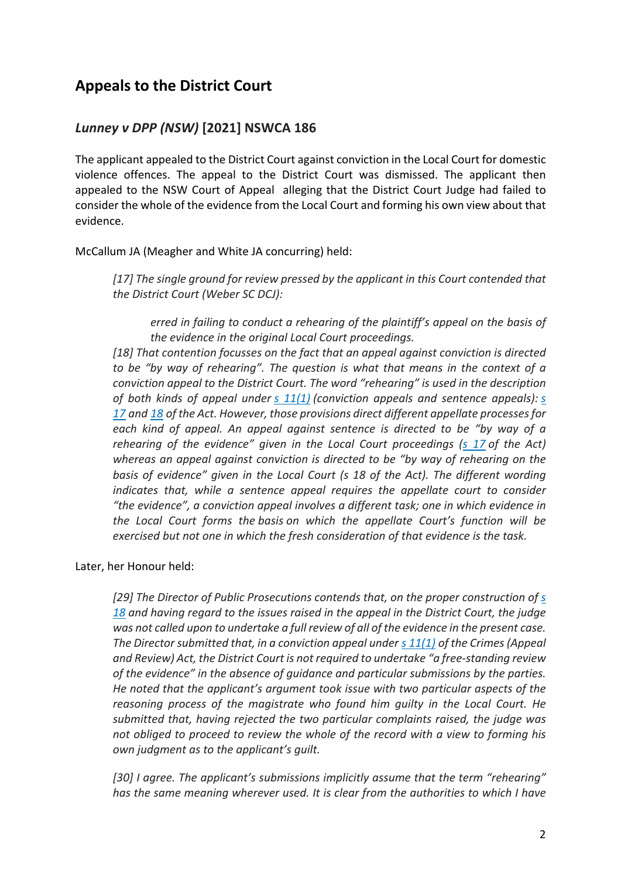## Appeals to the District Court

### *Lunney v DPP (NSW)* [2021] NSWCA 186

The applicant appealed to the District Court against conviction in the Local Court for domestic violence offences. The appeal to the District Court was dismissed. The applicant then appealed to the NSW Court of Appeal alleging that the District Court Judge had failed to consider the whole of the evidence from the Local Court and forming his own view about that evidence.

McCallum JA (Meagher and White JA concurring) held:

> *[17] The single ground for review pressed by the applicant in this Court contended that the District Court (Weber SC DCJ):*
>
> > *erred in failing to conduct a rehearing of the plaintiff's appeal on the basis of the evidence in the original Local Court proceedings.*
>
> *[18] That contention focusses on the fact that an appeal against conviction is directed to be "by way of rehearing". The question is what that means in the context of a conviction appeal to the District Court. The word "rehearing" is used in the description of both kinds of appeal under s 11(1) (conviction appeals and sentence appeals): s 17 and 18 of the Act. However, those provisions direct different appellate processes for each kind of appeal. An appeal against sentence is directed to be "by way of a rehearing of the evidence" given in the Local Court proceedings (s 17 of the Act) whereas an appeal against conviction is directed to be "by way of rehearing on the basis of evidence" given in the Local Court (s 18 of the Act). The different wording indicates that, while a sentence appeal requires the appellate court to consider "the evidence", a conviction appeal involves a different task; one in which evidence in the Local Court forms the basis on which the appellate Court's function will be exercised but not one in which the fresh consideration of that evidence is the task.*

Later, her Honour held:

> *[29] The Director of Public Prosecutions contends that, on the proper construction of s 18 and having regard to the issues raised in the appeal in the District Court, the judge was not called upon to undertake a full review of all of the evidence in the present case. The Director submitted that, in a conviction appeal under s 11(1) of the Crimes (Appeal and Review) Act, the District Court is not required to undertake "a free-standing review of the evidence" in the absence of guidance and particular submissions by the parties. He noted that the applicant's argument took issue with two particular aspects of the reasoning process of the magistrate who found him guilty in the Local Court. He submitted that, having rejected the two particular complaints raised, the judge was not obliged to proceed to review the whole of the record with a view to forming his own judgment as to the applicant's guilt.*
>
> *[30] I agree. The applicant's submissions implicitly assume that the term "rehearing" has the same meaning wherever used. It is clear from the authorities to which I have*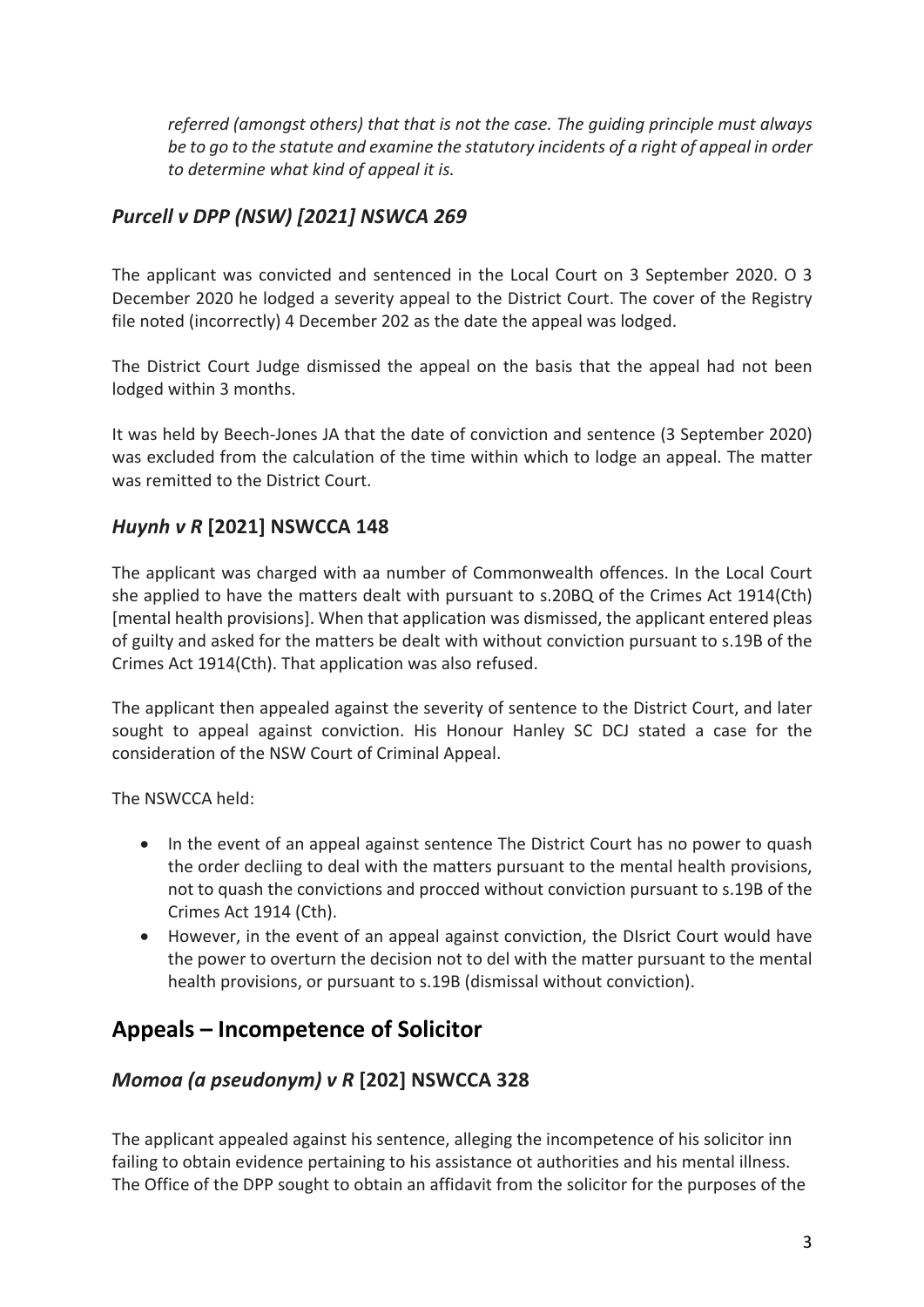*referred (amongst others) that that is not the case. The guiding principle must always be to go to the statute and examine the statutory incidents of a right of appeal in order to determine what kind of appeal it is.*

### *Purcell v DPP (NSW) [2021] NSWCA 269*

The applicant was convicted and sentenced in the Local Court on 3 September 2020. O 3 December 2020 he lodged a severity appeal to the District Court. The cover of the Registry file noted (incorrectly) 4 December 202 as the date the appeal was lodged.

The District Court Judge dismissed the appeal on the basis that the appeal had not been lodged within 3 months.

It was held by Beech-Jones JA that the date of conviction and sentence (3 September 2020) was excluded from the calculation of the time within which to lodge an appeal. The matter was remitted to the District Court.

### *Huynh v R* **[2021] NSWCCA 148**

The applicant was charged with aa number of Commonwealth offences. In the Local Court she applied to have the matters dealt with pursuant to s.20BQ of the Crimes Act 1914(Cth) [mental health provisions]. When that application was dismissed, the applicant entered pleas of guilty and asked for the matters be dealt with without conviction pursuant to s.19B of the Crimes Act 1914(Cth). That application was also refused.

The applicant then appealed against the severity of sentence to the District Court, and later sought to appeal against conviction. His Honour Hanley SC DCJ stated a case for the consideration of the NSW Court of Criminal Appeal.

The NSWCCA held:

- In the event of an appeal against sentence The District Court has no power to quash the order decliing to deal with the matters pursuant to the mental health provisions, not to quash the convictions and procced without conviction pursuant to s.19B of the Crimes Act 1914 (Cth).
- However, in the event of an appeal against conviction, the DIsrict Court would have the power to overturn the decision not to del with the matter pursuant to the mental health provisions, or pursuant to s.19B (dismissal without conviction).

## Appeals – Incompetence of Solicitor

### *Momoa (a pseudonym) v R* **[202] NSWCCA 328**

The applicant appealed against his sentence, alleging the incompetence of his solicitor inn failing to obtain evidence pertaining to his assistance ot authorities and his mental illness. The Office of the DPP sought to obtain an affidavit from the solicitor for the purposes of the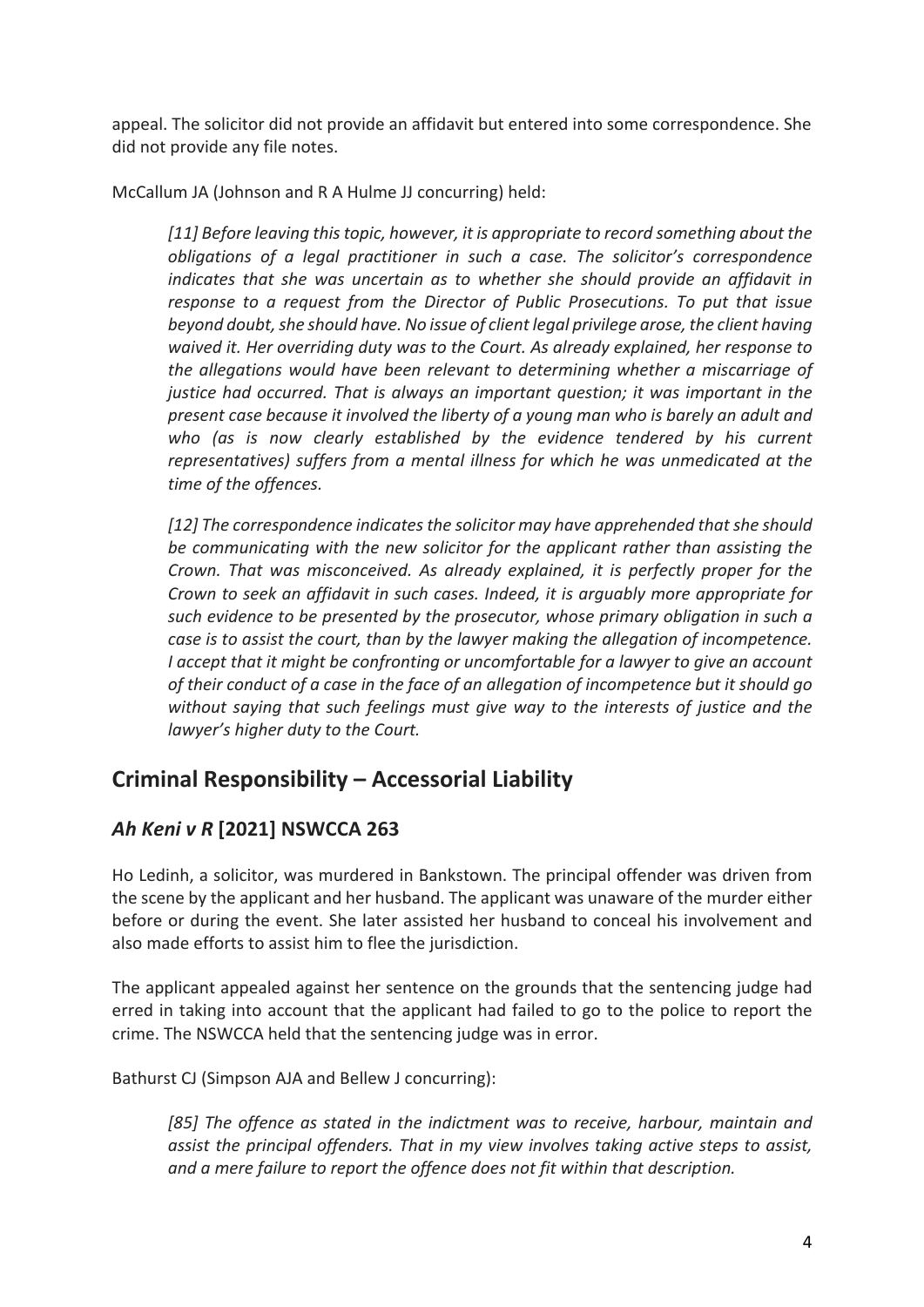appeal. The solicitor did not provide an affidavit but entered into some correspondence. She did not provide any file notes.

McCallum JA (Johnson and R A Hulme JJ concurring) held:

> *[11] Before leaving this topic, however, it is appropriate to record something about the obligations of a legal practitioner in such a case. The solicitor's correspondence indicates that she was uncertain as to whether she should provide an affidavit in response to a request from the Director of Public Prosecutions. To put that issue beyond doubt, she should have. No issue of client legal privilege arose, the client having waived it. Her overriding duty was to the Court. As already explained, her response to the allegations would have been relevant to determining whether a miscarriage of justice had occurred. That is always an important question; it was important in the present case because it involved the liberty of a young man who is barely an adult and who (as is now clearly established by the evidence tendered by his current representatives) suffers from a mental illness for which he was unmedicated at the time of the offences.*
>
> *[12] The correspondence indicates the solicitor may have apprehended that she should be communicating with the new solicitor for the applicant rather than assisting the Crown. That was misconceived. As already explained, it is perfectly proper for the Crown to seek an affidavit in such cases. Indeed, it is arguably more appropriate for such evidence to be presented by the prosecutor, whose primary obligation in such a case is to assist the court, than by the lawyer making the allegation of incompetence. I accept that it might be confronting or uncomfortable for a lawyer to give an account of their conduct of a case in the face of an allegation of incompetence but it should go without saying that such feelings must give way to the interests of justice and the lawyer's higher duty to the Court.*

## Criminal Responsibility – Accessorial Liability

### *Ah Keni v R* [2021] NSWCCA 263

Ho Ledinh, a solicitor, was murdered in Bankstown. The principal offender was driven from the scene by the applicant and her husband. The applicant was unaware of the murder either before or during the event. She later assisted her husband to conceal his involvement and also made efforts to assist him to flee the jurisdiction.

The applicant appealed against her sentence on the grounds that the sentencing judge had erred in taking into account that the applicant had failed to go to the police to report the crime. The NSWCCA held that the sentencing judge was in error.

Bathurst CJ (Simpson AJA and Bellew J concurring):

> *[85] The offence as stated in the indictment was to receive, harbour, maintain and assist the principal offenders. That in my view involves taking active steps to assist, and a mere failure to report the offence does not fit within that description.*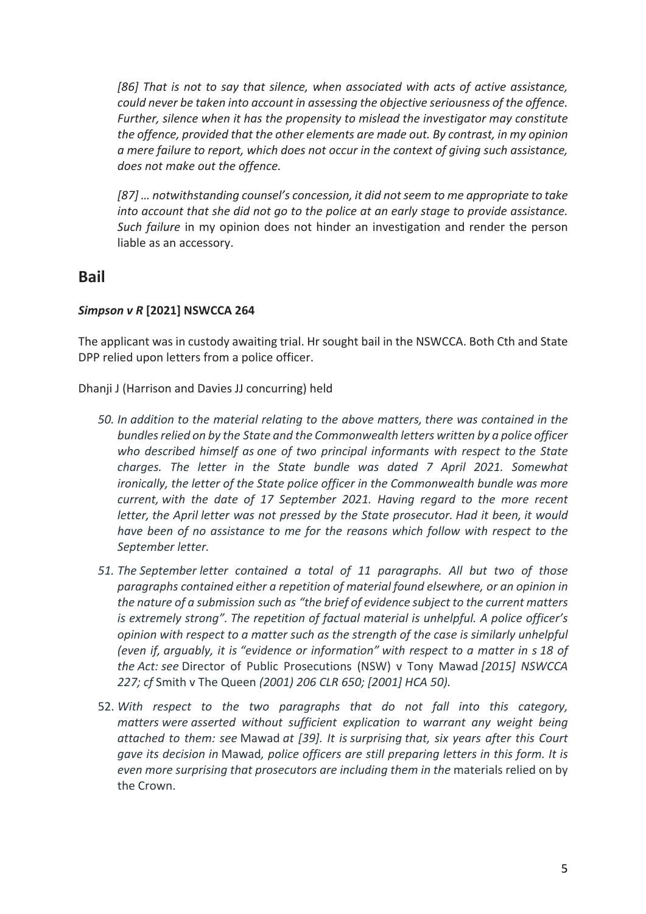*[86] That is not to say that silence, when associated with acts of active assistance, could never be taken into account in assessing the objective seriousness of the offence. Further, silence when it has the propensity to mislead the investigator may constitute the offence, provided that the other elements are made out. By contrast, in my opinion a mere failure to report, which does not occur in the context of giving such assistance, does not make out the offence.*

*[87] … notwithstanding counsel's concession, it did not seem to me appropriate to take into account that she did not go to the police at an early stage to provide assistance. Such failure* in my opinion does not hinder an investigation and render the person liable as an accessory.

## Bail

***Simpson v R* [2021] NSWCCA 264**

The applicant was in custody awaiting trial. Hr sought bail in the NSWCCA. Both Cth and State DPP relied upon letters from a police officer.

Dhanji J (Harrison and Davies JJ concurring) held

*50. In addition to the material relating to the above matters, there was contained in the bundles relied on by the State and the Commonwealth letters written by a police officer who described himself as one of two principal informants with respect to the State charges. The letter in the State bundle was dated 7 April 2021. Somewhat ironically, the letter of the State police officer in the Commonwealth bundle was more current, with the date of 17 September 2021. Having regard to the more recent letter, the April letter was not pressed by the State prosecutor. Had it been, it would have been of no assistance to me for the reasons which follow with respect to the September letter.*

*51. The September letter contained a total of 11 paragraphs. All but two of those paragraphs contained either a repetition of material found elsewhere, or an opinion in the nature of a submission such as "the brief of evidence subject to the current matters is extremely strong". The repetition of factual material is unhelpful. A police officer's opinion with respect to a matter such as the strength of the case is similarly unhelpful (even if, arguably, it is "evidence or information" with respect to a matter in s 18 of the Act: see* Director of Public Prosecutions (NSW) v Tony Mawad *[2015] NSWCCA 227; cf* Smith v The Queen *(2001) 206 CLR 650; [2001] HCA 50).*

52. *With respect to the two paragraphs that do not fall into this category, matters were asserted without sufficient explication to warrant any weight being attached to them: see* Mawad *at [39]. It is surprising that, six years after this Court gave its decision in* Mawad*, police officers are still preparing letters in this form. It is even more surprising that prosecutors are including them in the* materials relied on by the Crown.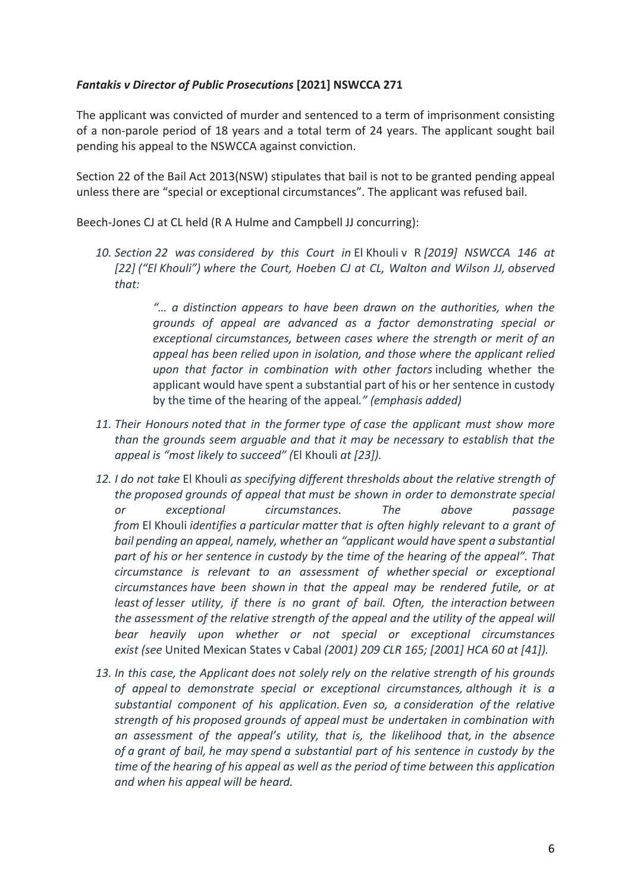***Fantakis v Director of Public Prosecutions* [2021] NSWCCA 271**

The applicant was convicted of murder and sentenced to a term of imprisonment consisting of a non-parole period of 18 years and a total term of 24 years. The applicant sought bail pending his appeal to the NSWCCA against conviction.

Section 22 of the Bail Act 2013(NSW) stipulates that bail is not to be granted pending appeal unless there are "special or exceptional circumstances". The applicant was refused bail.

Beech-Jones CJ at CL held (R A Hulme and Campbell JJ concurring):

> *10. Section 22 was considered by this Court in* El Khouli v R *[2019] NSWCCA 146 at [22] ("El Khouli") where the Court, Hoeben CJ at CL, Walton and Wilson JJ, observed that:*
>
> > *"… a distinction appears to have been drawn on the authorities, when the grounds of appeal are advanced as a factor demonstrating special or exceptional circumstances, between cases where the strength or merit of an appeal has been relied upon in isolation, and those where the applicant relied upon that factor in combination with other factors* including whether the applicant would have spent a substantial part of his or her sentence in custody by the time of the hearing of the appeal*." (emphasis added)*
>
> *11. Their Honours noted that in the former type of case the applicant must show more than the grounds seem arguable and that it may be necessary to establish that the appeal is "most likely to succeed" (*El Khouli *at [23]).*
>
> *12. I do not take* El Khouli *as specifying different thresholds about the relative strength of the proposed grounds of appeal that must be shown in order to demonstrate special or exceptional circumstances. The above passage from* El Khouli *identifies a particular matter that is often highly relevant to a grant of bail pending an appeal, namely, whether an "applicant would have spent a substantial part of his or her sentence in custody by the time of the hearing of the appeal". That circumstance is relevant to an assessment of whether special or exceptional circumstances have been shown in that the appeal may be rendered futile, or at least of lesser utility, if there is no grant of bail. Often, the interaction between the assessment of the relative strength of the appeal and the utility of the appeal will bear heavily upon whether or not special or exceptional circumstances exist (see* United Mexican States v Cabal *(2001) 209 CLR 165; [2001] HCA 60 at [41]).*
>
> *13. In this case, the Applicant does not solely rely on the relative strength of his grounds of appeal to demonstrate special or exceptional circumstances, although it is a substantial component of his application. Even so, a consideration of the relative strength of his proposed grounds of appeal must be undertaken in combination with an assessment of the appeal's utility, that is, the likelihood that, in the absence of a grant of bail, he may spend a substantial part of his sentence in custody by the time of the hearing of his appeal as well as the period of time between this application and when his appeal will be heard.*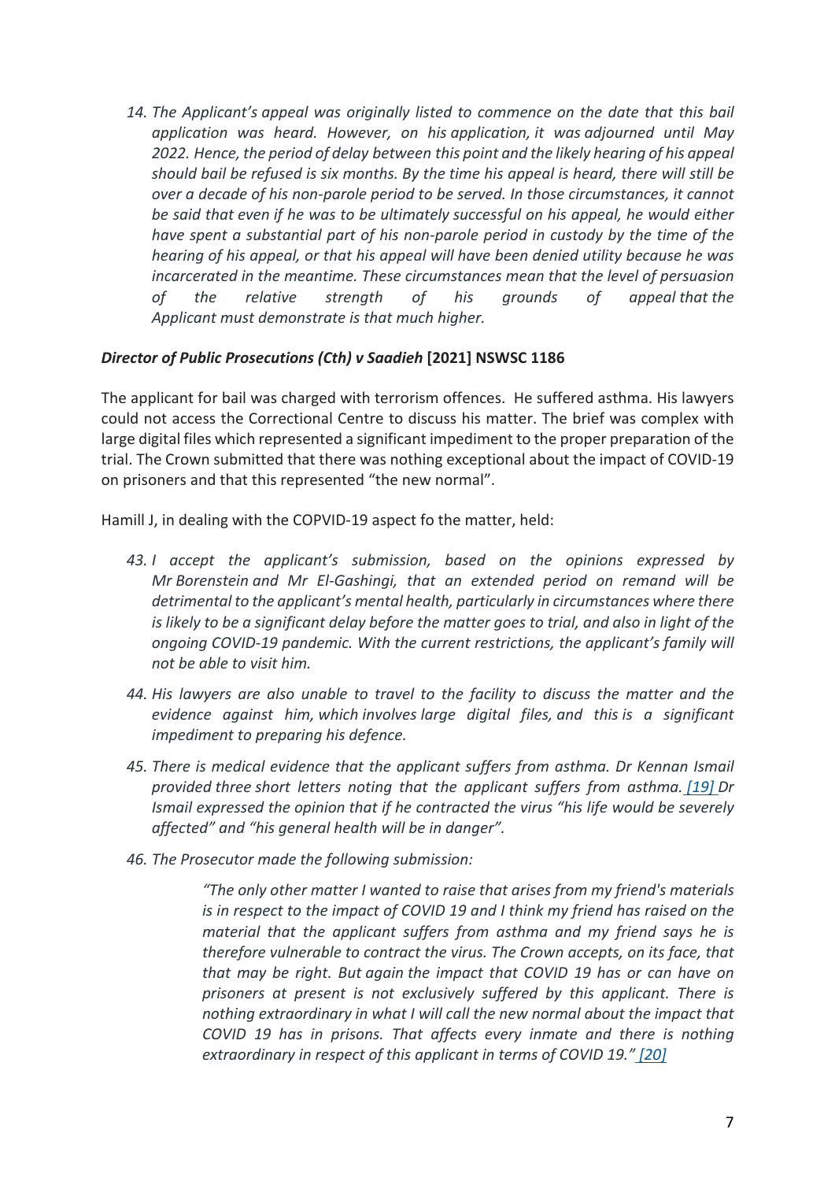*14. The Applicant's appeal was originally listed to commence on the date that this bail application was heard. However, on his application, it was adjourned until May 2022. Hence, the period of delay between this point and the likely hearing of his appeal should bail be refused is six months. By the time his appeal is heard, there will still be over a decade of his non-parole period to be served. In those circumstances, it cannot be said that even if he was to be ultimately successful on his appeal, he would either have spent a substantial part of his non-parole period in custody by the time of the hearing of his appeal, or that his appeal will have been denied utility because he was incarcerated in the meantime. These circumstances mean that the level of persuasion of the relative strength of his grounds of appeal that the Applicant must demonstrate is that much higher.*

***Director of Public Prosecutions (Cth) v Saadieh* [2021] NSWSC 1186**

The applicant for bail was charged with terrorism offences. He suffered asthma. His lawyers could not access the Correctional Centre to discuss his matter. The brief was complex with large digital files which represented a significant impediment to the proper preparation of the trial. The Crown submitted that there was nothing exceptional about the impact of COVID-19 on prisoners and that this represented "the new normal".

Hamill J, in dealing with the COPVID-19 aspect fo the matter, held:

*43. I accept the applicant's submission, based on the opinions expressed by Mr Borenstein and Mr El-Gashingi, that an extended period on remand will be detrimental to the applicant's mental health, particularly in circumstances where there is likely to be a significant delay before the matter goes to trial, and also in light of the ongoing COVID-19 pandemic. With the current restrictions, the applicant's family will not be able to visit him.*

*44. His lawyers are also unable to travel to the facility to discuss the matter and the evidence against him, which involves large digital files, and this is a significant impediment to preparing his defence.*

*45. There is medical evidence that the applicant suffers from asthma. Dr Kennan Ismail provided three short letters noting that the applicant suffers from asthma. [19] Dr Ismail expressed the opinion that if he contracted the virus "his life would be severely affected" and "his general health will be in danger".*

*46. The Prosecutor made the following submission:*

> *"The only other matter I wanted to raise that arises from my friend's materials is in respect to the impact of COVID 19 and I think my friend has raised on the material that the applicant suffers from asthma and my friend says he is therefore vulnerable to contract the virus. The Crown accepts, on its face, that that may be right. But again the impact that COVID 19 has or can have on prisoners at present is not exclusively suffered by this applicant. There is nothing extraordinary in what I will call the new normal about the impact that COVID 19 has in prisons. That affects every inmate and there is nothing extraordinary in respect of this applicant in terms of COVID 19." [20]*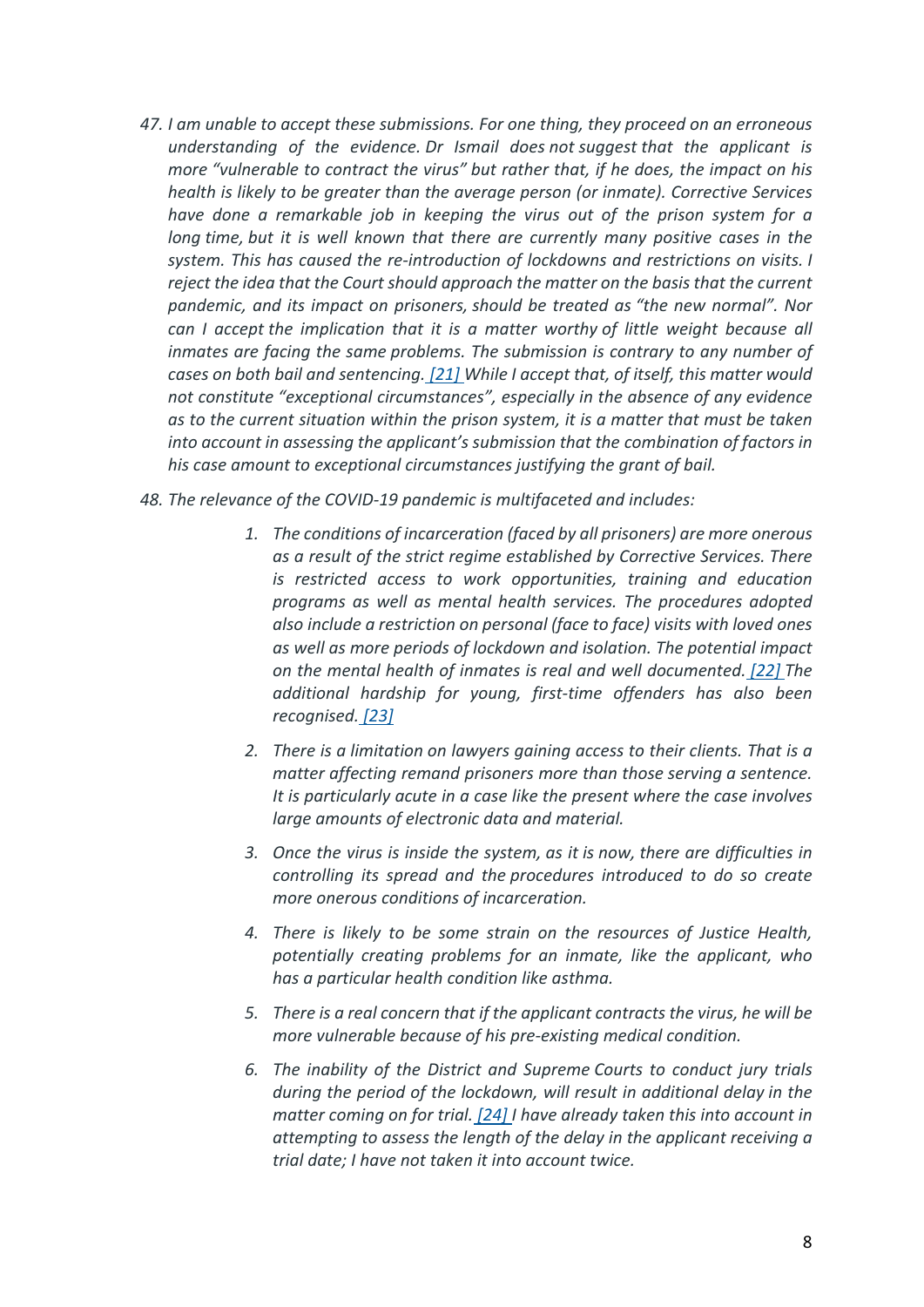47. *I am unable to accept these submissions. For one thing, they proceed on an erroneous understanding of the evidence. Dr Ismail does not suggest that the applicant is more "vulnerable to contract the virus" but rather that, if he does, the impact on his health is likely to be greater than the average person (or inmate). Corrective Services have done a remarkable job in keeping the virus out of the prison system for a long time, but it is well known that there are currently many positive cases in the system. This has caused the re-introduction of lockdowns and restrictions on visits. I reject the idea that the Court should approach the matter on the basis that the current pandemic, and its impact on prisoners, should be treated as "the new normal". Nor can I accept the implication that it is a matter worthy of little weight because all inmates are facing the same problems. The submission is contrary to any number of cases on both bail and sentencing. [21] While I accept that, of itself, this matter would not constitute "exceptional circumstances", especially in the absence of any evidence as to the current situation within the prison system, it is a matter that must be taken into account in assessing the applicant's submission that the combination of factors in his case amount to exceptional circumstances justifying the grant of bail.*

48. *The relevance of the COVID-19 pandemic is multifaceted and includes:*

    1. *The conditions of incarceration (faced by all prisoners) are more onerous as a result of the strict regime established by Corrective Services. There is restricted access to work opportunities, training and education programs as well as mental health services. The procedures adopted also include a restriction on personal (face to face) visits with loved ones as well as more periods of lockdown and isolation. The potential impact on the mental health of inmates is real and well documented. [22] The additional hardship for young, first-time offenders has also been recognised. [23]*

    2. *There is a limitation on lawyers gaining access to their clients. That is a matter affecting remand prisoners more than those serving a sentence. It is particularly acute in a case like the present where the case involves large amounts of electronic data and material.*

    3. *Once the virus is inside the system, as it is now, there are difficulties in controlling its spread and the procedures introduced to do so create more onerous conditions of incarceration.*

    4. *There is likely to be some strain on the resources of Justice Health, potentially creating problems for an inmate, like the applicant, who has a particular health condition like asthma.*

    5. *There is a real concern that if the applicant contracts the virus, he will be more vulnerable because of his pre-existing medical condition.*

    6. *The inability of the District and Supreme Courts to conduct jury trials during the period of the lockdown, will result in additional delay in the matter coming on for trial. [24] I have already taken this into account in attempting to assess the length of the delay in the applicant receiving a trial date; I have not taken it into account twice.*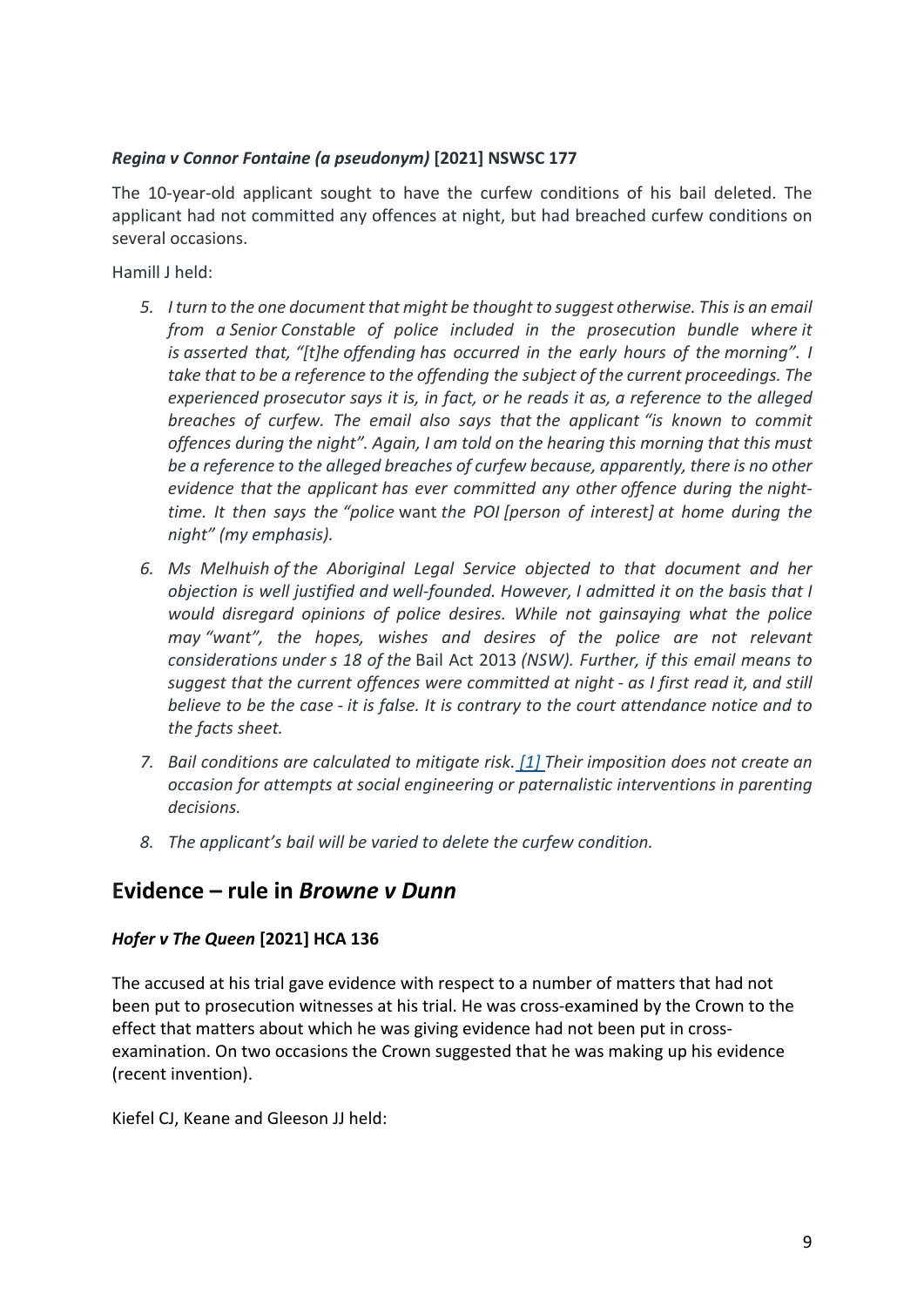#### *Regina v Connor Fontaine (a pseudonym)* **[2021] NSWSC 177**

The 10-year-old applicant sought to have the curfew conditions of his bail deleted. The applicant had not committed any offences at night, but had breached curfew conditions on several occasions.

Hamill J held:

> 5. *I turn to the one document that might be thought to suggest otherwise. This is an email from a Senior Constable of police included in the prosecution bundle where it is asserted that, "[t]he offending has occurred in the early hours of the morning". I take that to be a reference to the offending the subject of the current proceedings. The experienced prosecutor says it is, in fact, or he reads it as, a reference to the alleged breaches of curfew. The email also says that the applicant "is known to commit offences during the night". Again, I am told on the hearing this morning that this must be a reference to the alleged breaches of curfew because, apparently, there is no other evidence that the applicant has ever committed any other offence during the night-time. It then says the "police* want *the POI [person of interest] at home during the night" (my emphasis).*
>
> 6. *Ms Melhuish of the Aboriginal Legal Service objected to that document and her objection is well justified and well-founded. However, I admitted it on the basis that I would disregard opinions of police desires. While not gainsaying what the police may "want", the hopes, wishes and desires of the police are not relevant considerations under s 18 of the* Bail Act 2013 *(NSW). Further, if this email means to suggest that the current offences were committed at night - as I first read it, and still believe to be the case - it is false. It is contrary to the court attendance notice and to the facts sheet.*
>
> 7. *Bail conditions are calculated to mitigate risk. [1] Their imposition does not create an occasion for attempts at social engineering or paternalistic interventions in parenting decisions.*
>
> 8. *The applicant's bail will be varied to delete the curfew condition.*

## Evidence – rule in *Browne v Dunn*

#### *Hofer v The Queen* **[2021] HCA 136**

The accused at his trial gave evidence with respect to a number of matters that had not been put to prosecution witnesses at his trial. He was cross-examined by the Crown to the effect that matters about which he was giving evidence had not been put in cross-examination. On two occasions the Crown suggested that he was making up his evidence (recent invention).

Kiefel CJ, Keane and Gleeson JJ held: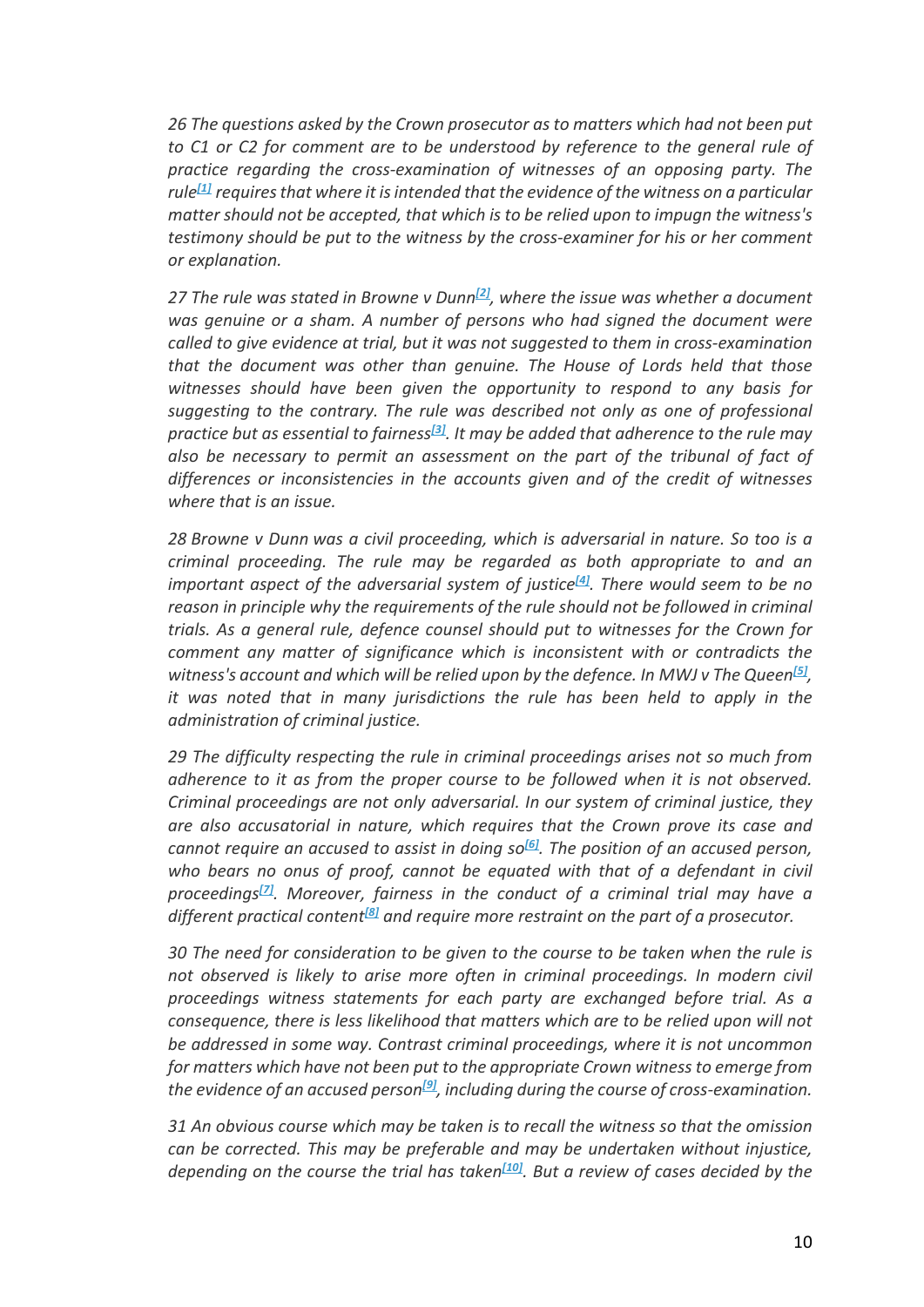*26 The questions asked by the Crown prosecutor as to matters which had not been put to C1 or C2 for comment are to be understood by reference to the general rule of practice regarding the cross-examination of witnesses of an opposing party. The rule[1] requires that where it is intended that the evidence of the witness on a particular matter should not be accepted, that which is to be relied upon to impugn the witness's testimony should be put to the witness by the cross-examiner for his or her comment or explanation.*

*27 The rule was stated in Browne v Dunn[2], where the issue was whether a document was genuine or a sham. A number of persons who had signed the document were called to give evidence at trial, but it was not suggested to them in cross-examination that the document was other than genuine. The House of Lords held that those witnesses should have been given the opportunity to respond to any basis for suggesting to the contrary. The rule was described not only as one of professional practice but as essential to fairness[3]. It may be added that adherence to the rule may also be necessary to permit an assessment on the part of the tribunal of fact of differences or inconsistencies in the accounts given and of the credit of witnesses where that is an issue.*

*28 Browne v Dunn was a civil proceeding, which is adversarial in nature. So too is a criminal proceeding. The rule may be regarded as both appropriate to and an important aspect of the adversarial system of justice[4]. There would seem to be no reason in principle why the requirements of the rule should not be followed in criminal trials. As a general rule, defence counsel should put to witnesses for the Crown for comment any matter of significance which is inconsistent with or contradicts the witness's account and which will be relied upon by the defence. In MWJ v The Queen[5], it was noted that in many jurisdictions the rule has been held to apply in the administration of criminal justice.*

*29 The difficulty respecting the rule in criminal proceedings arises not so much from adherence to it as from the proper course to be followed when it is not observed. Criminal proceedings are not only adversarial. In our system of criminal justice, they are also accusatorial in nature, which requires that the Crown prove its case and cannot require an accused to assist in doing so[6]. The position of an accused person, who bears no onus of proof, cannot be equated with that of a defendant in civil proceedings[7]. Moreover, fairness in the conduct of a criminal trial may have a different practical content[8] and require more restraint on the part of a prosecutor.*

*30 The need for consideration to be given to the course to be taken when the rule is not observed is likely to arise more often in criminal proceedings. In modern civil proceedings witness statements for each party are exchanged before trial. As a consequence, there is less likelihood that matters which are to be relied upon will not be addressed in some way. Contrast criminal proceedings, where it is not uncommon for matters which have not been put to the appropriate Crown witness to emerge from the evidence of an accused person[9], including during the course of cross-examination.*

*31 An obvious course which may be taken is to recall the witness so that the omission can be corrected. This may be preferable and may be undertaken without injustice, depending on the course the trial has taken[10]. But a review of cases decided by the*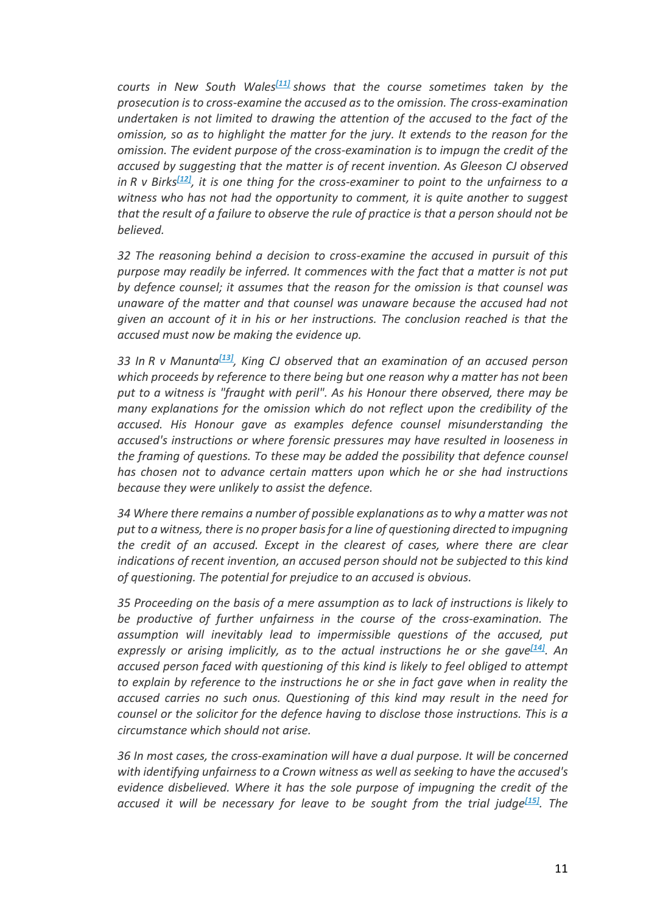*courts in New South Wales[11] shows that the course sometimes taken by the prosecution is to cross-examine the accused as to the omission. The cross-examination undertaken is not limited to drawing the attention of the accused to the fact of the omission, so as to highlight the matter for the jury. It extends to the reason for the omission. The evident purpose of the cross-examination is to impugn the credit of the accused by suggesting that the matter is of recent invention. As Gleeson CJ observed in R v Birks[12], it is one thing for the cross-examiner to point to the unfairness to a witness who has not had the opportunity to comment, it is quite another to suggest that the result of a failure to observe the rule of practice is that a person should not be believed.*

*32 The reasoning behind a decision to cross-examine the accused in pursuit of this purpose may readily be inferred. It commences with the fact that a matter is not put by defence counsel; it assumes that the reason for the omission is that counsel was unaware of the matter and that counsel was unaware because the accused had not given an account of it in his or her instructions. The conclusion reached is that the accused must now be making the evidence up.*

*33 In R v Manunta[13], King CJ observed that an examination of an accused person which proceeds by reference to there being but one reason why a matter has not been put to a witness is "fraught with peril". As his Honour there observed, there may be many explanations for the omission which do not reflect upon the credibility of the accused. His Honour gave as examples defence counsel misunderstanding the accused's instructions or where forensic pressures may have resulted in looseness in the framing of questions. To these may be added the possibility that defence counsel has chosen not to advance certain matters upon which he or she had instructions because they were unlikely to assist the defence.*

*34 Where there remains a number of possible explanations as to why a matter was not put to a witness, there is no proper basis for a line of questioning directed to impugning the credit of an accused. Except in the clearest of cases, where there are clear indications of recent invention, an accused person should not be subjected to this kind of questioning. The potential for prejudice to an accused is obvious.*

*35 Proceeding on the basis of a mere assumption as to lack of instructions is likely to be productive of further unfairness in the course of the cross-examination. The assumption will inevitably lead to impermissible questions of the accused, put expressly or arising implicitly, as to the actual instructions he or she gave[14]. An accused person faced with questioning of this kind is likely to feel obliged to attempt to explain by reference to the instructions he or she in fact gave when in reality the accused carries no such onus. Questioning of this kind may result in the need for counsel or the solicitor for the defence having to disclose those instructions. This is a circumstance which should not arise.*

*36 In most cases, the cross-examination will have a dual purpose. It will be concerned with identifying unfairness to a Crown witness as well as seeking to have the accused's evidence disbelieved. Where it has the sole purpose of impugning the credit of the accused it will be necessary for leave to be sought from the trial judge[15]. The*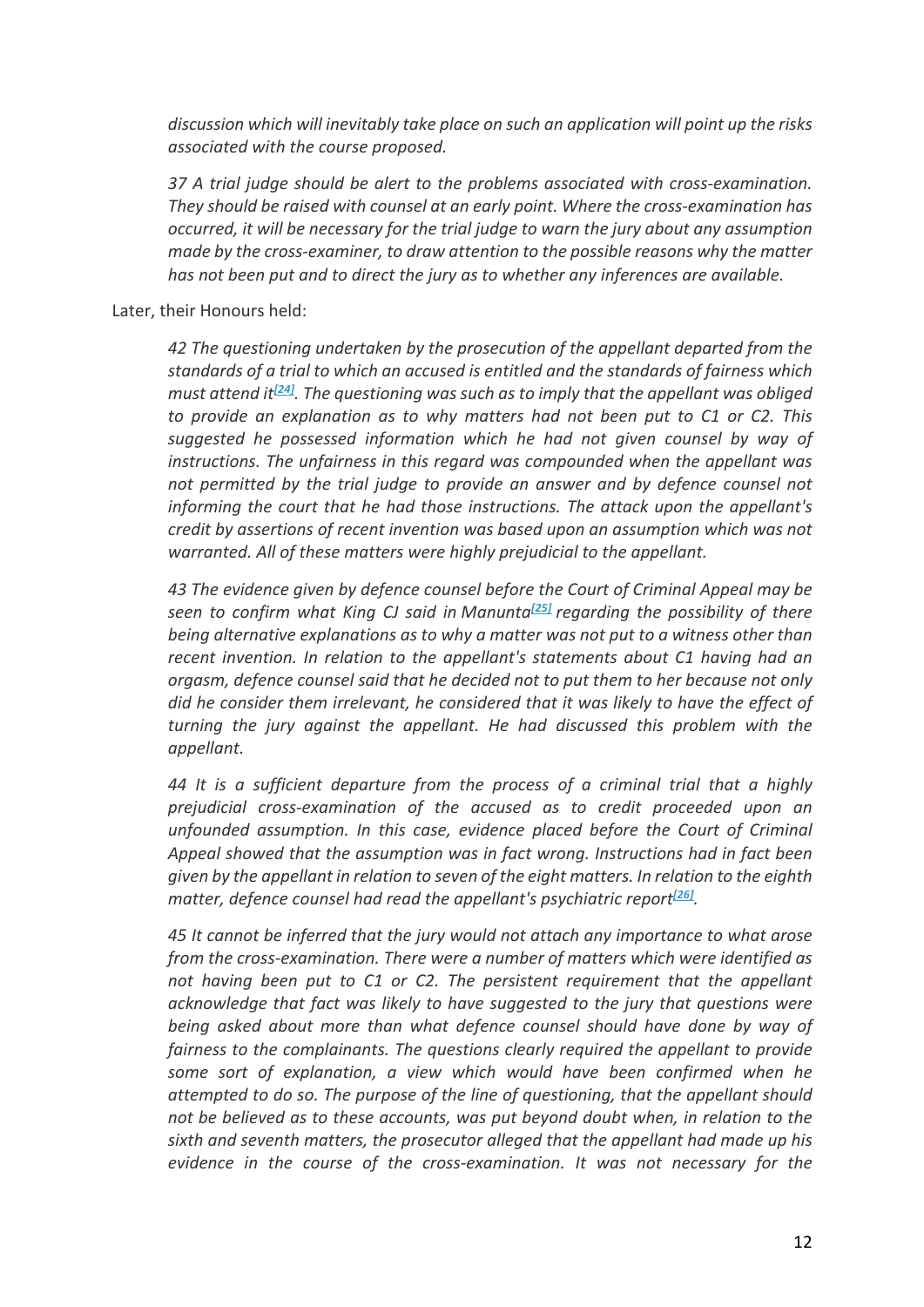*discussion which will inevitably take place on such an application will point up the risks associated with the course proposed.*

> *37 A trial judge should be alert to the problems associated with cross-examination. They should be raised with counsel at an early point. Where the cross-examination has occurred, it will be necessary for the trial judge to warn the jury about any assumption made by the cross-examiner, to draw attention to the possible reasons why the matter has not been put and to direct the jury as to whether any inferences are available.*

Later, their Honours held:

> *42 The questioning undertaken by the prosecution of the appellant departed from the standards of a trial to which an accused is entitled and the standards of fairness which must attend it[24]. The questioning was such as to imply that the appellant was obliged to provide an explanation as to why matters had not been put to C1 or C2. This suggested he possessed information which he had not given counsel by way of instructions. The unfairness in this regard was compounded when the appellant was not permitted by the trial judge to provide an answer and by defence counsel not informing the court that he had those instructions. The attack upon the appellant's credit by assertions of recent invention was based upon an assumption which was not warranted. All of these matters were highly prejudicial to the appellant.*
>
> *43 The evidence given by defence counsel before the Court of Criminal Appeal may be seen to confirm what King CJ said in Manunta[25] regarding the possibility of there being alternative explanations as to why a matter was not put to a witness other than recent invention. In relation to the appellant's statements about C1 having had an orgasm, defence counsel said that he decided not to put them to her because not only did he consider them irrelevant, he considered that it was likely to have the effect of turning the jury against the appellant. He had discussed this problem with the appellant.*
>
> *44 It is a sufficient departure from the process of a criminal trial that a highly prejudicial cross-examination of the accused as to credit proceeded upon an unfounded assumption. In this case, evidence placed before the Court of Criminal Appeal showed that the assumption was in fact wrong. Instructions had in fact been given by the appellant in relation to seven of the eight matters. In relation to the eighth matter, defence counsel had read the appellant's psychiatric report[26].*
>
> *45 It cannot be inferred that the jury would not attach any importance to what arose from the cross-examination. There were a number of matters which were identified as not having been put to C1 or C2. The persistent requirement that the appellant acknowledge that fact was likely to have suggested to the jury that questions were being asked about more than what defence counsel should have done by way of fairness to the complainants. The questions clearly required the appellant to provide some sort of explanation, a view which would have been confirmed when he attempted to do so. The purpose of the line of questioning, that the appellant should not be believed as to these accounts, was put beyond doubt when, in relation to the sixth and seventh matters, the prosecutor alleged that the appellant had made up his evidence in the course of the cross-examination. It was not necessary for the*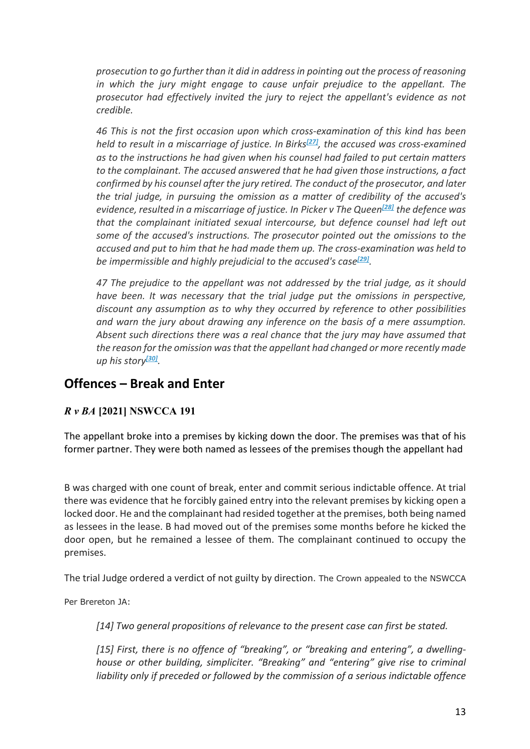*prosecution to go further than it did in address in pointing out the process of reasoning in which the jury might engage to cause unfair prejudice to the appellant. The prosecutor had effectively invited the jury to reject the appellant's evidence as not credible.*

*46 This is not the first occasion upon which cross-examination of this kind has been held to result in a miscarriage of justice. In Birks[27], the accused was cross-examined as to the instructions he had given when his counsel had failed to put certain matters to the complainant. The accused answered that he had given those instructions, a fact confirmed by his counsel after the jury retired. The conduct of the prosecutor, and later the trial judge, in pursuing the omission as a matter of credibility of the accused's evidence, resulted in a miscarriage of justice. In Picker v The Queen[28] the defence was that the complainant initiated sexual intercourse, but defence counsel had left out some of the accused's instructions. The prosecutor pointed out the omissions to the accused and put to him that he had made them up. The cross-examination was held to be impermissible and highly prejudicial to the accused's case[29].*

*47 The prejudice to the appellant was not addressed by the trial judge, as it should have been. It was necessary that the trial judge put the omissions in perspective, discount any assumption as to why they occurred by reference to other possibilities and warn the jury about drawing any inference on the basis of a mere assumption. Absent such directions there was a real chance that the jury may have assumed that the reason for the omission was that the appellant had changed or more recently made up his story[30].*

## Offences – Break and Enter

### *R v BA* [2021] NSWCCA 191

The appellant broke into a premises by kicking down the door. The premises was that of his former partner. They were both named as lessees of the premises though the appellant had

B was charged with one count of break, enter and commit serious indictable offence. At trial there was evidence that he forcibly gained entry into the relevant premises by kicking open a locked door. He and the complainant had resided together at the premises, both being named as lessees in the lease. B had moved out of the premises some months before he kicked the door open, but he remained a lessee of them. The complainant continued to occupy the premises.

The trial Judge ordered a verdict of not guilty by direction. The Crown appealed to the NSWCCA

Per Brereton JA:

*[14] Two general propositions of relevance to the present case can first be stated.*

*[15] First, there is no offence of "breaking", or "breaking and entering", a dwelling-house or other building, simpliciter. "Breaking" and "entering" give rise to criminal liability only if preceded or followed by the commission of a serious indictable offence*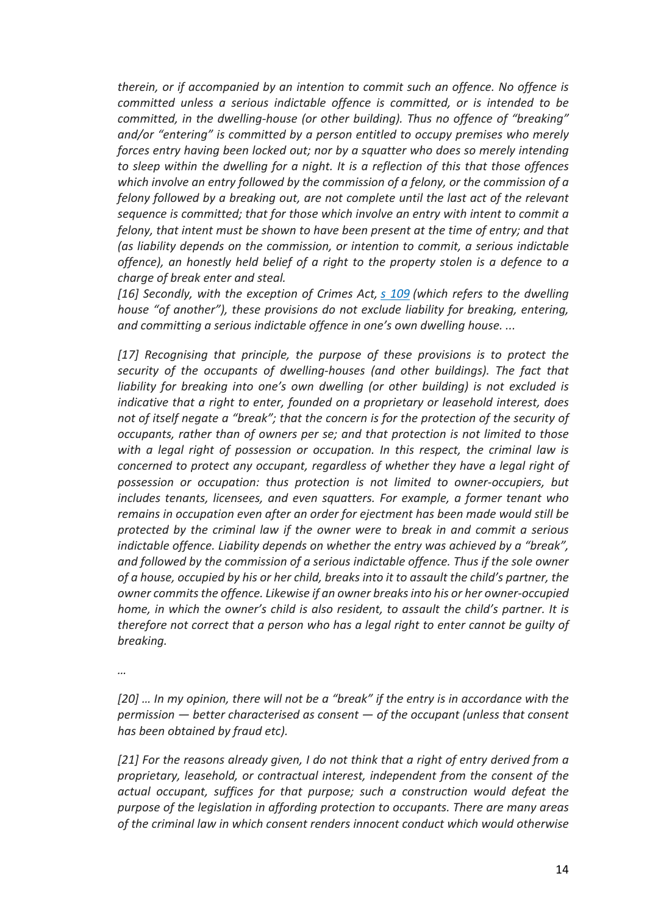*therein, or if accompanied by an intention to commit such an offence. No offence is committed unless a serious indictable offence is committed, or is intended to be committed, in the dwelling-house (or other building). Thus no offence of "breaking" and/or "entering" is committed by a person entitled to occupy premises who merely forces entry having been locked out; nor by a squatter who does so merely intending to sleep within the dwelling for a night. It is a reflection of this that those offences which involve an entry followed by the commission of a felony, or the commission of a felony followed by a breaking out, are not complete until the last act of the relevant sequence is committed; that for those which involve an entry with intent to commit a felony, that intent must be shown to have been present at the time of entry; and that (as liability depends on the commission, or intention to commit, a serious indictable offence), an honestly held belief of a right to the property stolen is a defence to a charge of break enter and steal.*

*[16] Secondly, with the exception of Crimes Act, [s 109](#) (which refers to the dwelling house "of another"), these provisions do not exclude liability for breaking, entering, and committing a serious indictable offence in one's own dwelling house. ...*

*[17] Recognising that principle, the purpose of these provisions is to protect the security of the occupants of dwelling-houses (and other buildings). The fact that liability for breaking into one's own dwelling (or other building) is not excluded is indicative that a right to enter, founded on a proprietary or leasehold interest, does not of itself negate a "break"; that the concern is for the protection of the security of occupants, rather than of owners per se; and that protection is not limited to those with a legal right of possession or occupation. In this respect, the criminal law is concerned to protect any occupant, regardless of whether they have a legal right of possession or occupation: thus protection is not limited to owner-occupiers, but includes tenants, licensees, and even squatters. For example, a former tenant who remains in occupation even after an order for ejectment has been made would still be protected by the criminal law if the owner were to break in and commit a serious indictable offence. Liability depends on whether the entry was achieved by a "break", and followed by the commission of a serious indictable offence. Thus if the sole owner of a house, occupied by his or her child, breaks into it to assault the child's partner, the owner commits the offence. Likewise if an owner breaks into his or her owner-occupied home, in which the owner's child is also resident, to assault the child's partner. It is therefore not correct that a person who has a legal right to enter cannot be guilty of breaking.*

*…*

*[20] … In my opinion, there will not be a "break" if the entry is in accordance with the permission — better characterised as consent — of the occupant (unless that consent has been obtained by fraud etc).*

*[21] For the reasons already given, I do not think that a right of entry derived from a proprietary, leasehold, or contractual interest, independent from the consent of the actual occupant, suffices for that purpose; such a construction would defeat the purpose of the legislation in affording protection to occupants. There are many areas of the criminal law in which consent renders innocent conduct which would otherwise*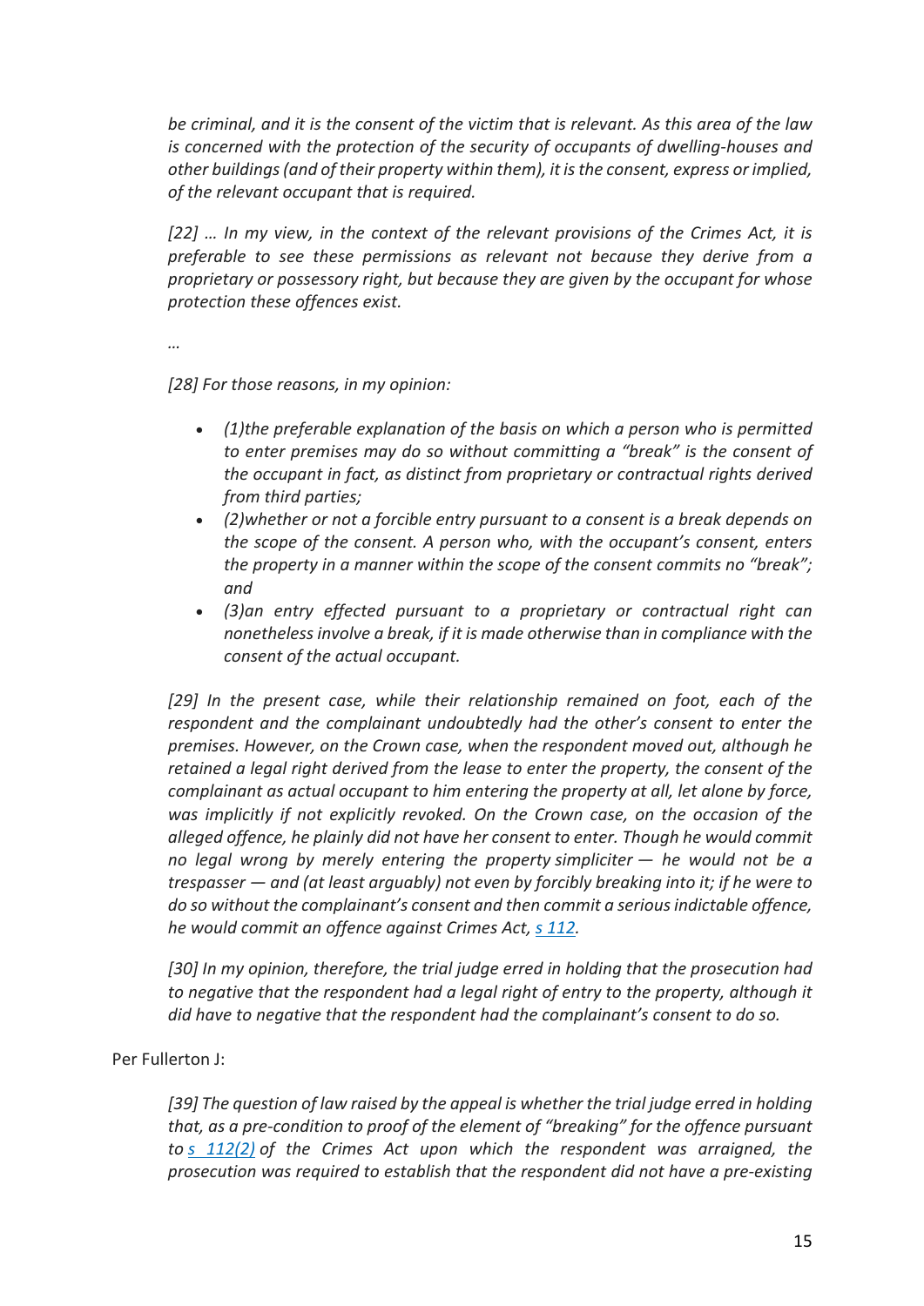*be criminal, and it is the consent of the victim that is relevant. As this area of the law is concerned with the protection of the security of occupants of dwelling-houses and other buildings (and of their property within them), it is the consent, express or implied, of the relevant occupant that is required.*

*[22] … In my view, in the context of the relevant provisions of the Crimes Act, it is preferable to see these permissions as relevant not because they derive from a proprietary or possessory right, but because they are given by the occupant for whose protection these offences exist.*

*…*

*[28] For those reasons, in my opinion:*

- *(1)the preferable explanation of the basis on which a person who is permitted to enter premises may do so without committing a "break" is the consent of the occupant in fact, as distinct from proprietary or contractual rights derived from third parties;*
- *(2)whether or not a forcible entry pursuant to a consent is a break depends on the scope of the consent. A person who, with the occupant's consent, enters the property in a manner within the scope of the consent commits no "break"; and*
- *(3)an entry effected pursuant to a proprietary or contractual right can nonetheless involve a break, if it is made otherwise than in compliance with the consent of the actual occupant.*

*[29] In the present case, while their relationship remained on foot, each of the respondent and the complainant undoubtedly had the other's consent to enter the premises. However, on the Crown case, when the respondent moved out, although he retained a legal right derived from the lease to enter the property, the consent of the complainant as actual occupant to him entering the property at all, let alone by force, was implicitly if not explicitly revoked. On the Crown case, on the occasion of the alleged offence, he plainly did not have her consent to enter. Though he would commit no legal wrong by merely entering the property simpliciter — he would not be a trespasser — and (at least arguably) not even by forcibly breaking into it; if he were to do so without the complainant's consent and then commit a serious indictable offence, he would commit an offence against Crimes Act, s 112.*

*[30] In my opinion, therefore, the trial judge erred in holding that the prosecution had to negative that the respondent had a legal right of entry to the property, although it did have to negative that the respondent had the complainant's consent to do so.*

Per Fullerton J:

*[39] The question of law raised by the appeal is whether the trial judge erred in holding that, as a pre-condition to proof of the element of "breaking" for the offence pursuant to s 112(2) of the Crimes Act upon which the respondent was arraigned, the prosecution was required to establish that the respondent did not have a pre-existing*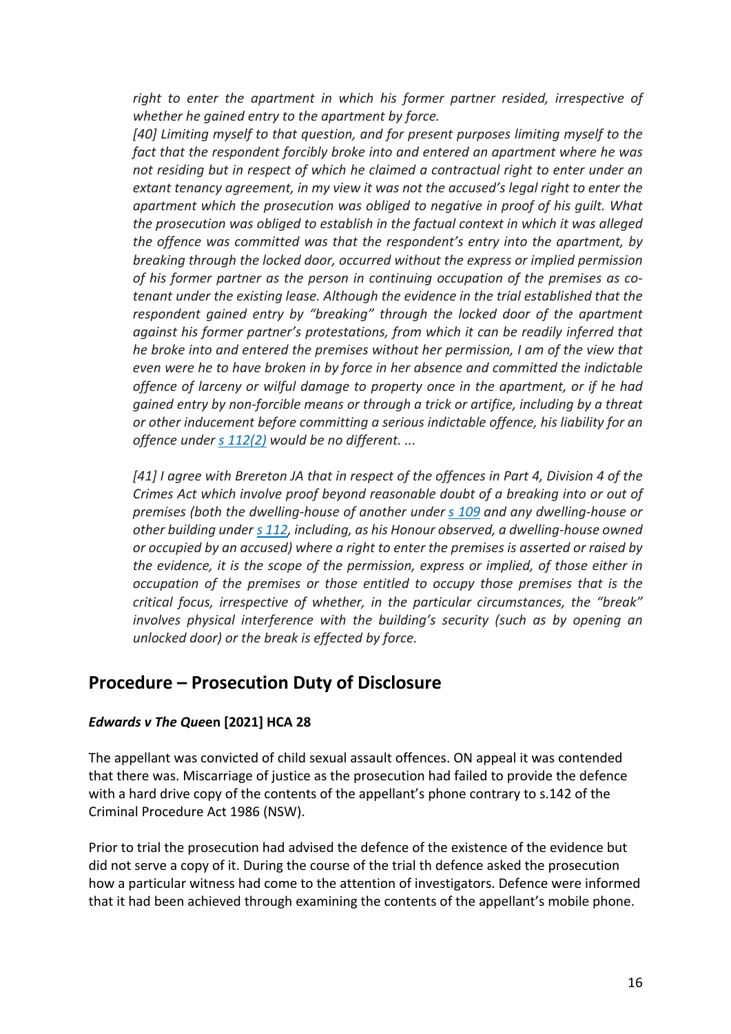*right to enter the apartment in which his former partner resided, irrespective of whether he gained entry to the apartment by force.*

*[40] Limiting myself to that question, and for present purposes limiting myself to the fact that the respondent forcibly broke into and entered an apartment where he was not residing but in respect of which he claimed a contractual right to enter under an extant tenancy agreement, in my view it was not the accused's legal right to enter the apartment which the prosecution was obliged to negative in proof of his guilt. What the prosecution was obliged to establish in the factual context in which it was alleged the offence was committed was that the respondent's entry into the apartment, by breaking through the locked door, occurred without the express or implied permission of his former partner as the person in continuing occupation of the premises as co-tenant under the existing lease. Although the evidence in the trial established that the respondent gained entry by "breaking" through the locked door of the apartment against his former partner's protestations, from which it can be readily inferred that he broke into and entered the premises without her permission, I am of the view that even were he to have broken in by force in her absence and committed the indictable offence of larceny or wilful damage to property once in the apartment, or if he had gained entry by non-forcible means or through a trick or artifice, including by a threat or other inducement before committing a serious indictable offence, his liability for an offence under s 112(2) would be no different. ...*

*[41] I agree with Brereton JA that in respect of the offences in Part 4, Division 4 of the Crimes Act which involve proof beyond reasonable doubt of a breaking into or out of premises (both the dwelling-house of another under s 109 and any dwelling-house or other building under s 112, including, as his Honour observed, a dwelling-house owned or occupied by an accused) where a right to enter the premises is asserted or raised by the evidence, it is the scope of the permission, express or implied, of those either in occupation of the premises or those entitled to occupy those premises that is the critical focus, irrespective of whether, in the particular circumstances, the "break" involves physical interference with the building's security (such as by opening an unlocked door) or the break is effected by force.*

## Procedure – Prosecution Duty of Disclosure

### *Edwards v The Queen* [2021] HCA 28

The appellant was convicted of child sexual assault offences. ON appeal it was contended that there was. Miscarriage of justice as the prosecution had failed to provide the defence with a hard drive copy of the contents of the appellant's phone contrary to s.142 of the Criminal Procedure Act 1986 (NSW).

Prior to trial the prosecution had advised the defence of the existence of the evidence but did not serve a copy of it. During the course of the trial th defence asked the prosecution how a particular witness had come to the attention of investigators. Defence were informed that it had been achieved through examining the contents of the appellant's mobile phone.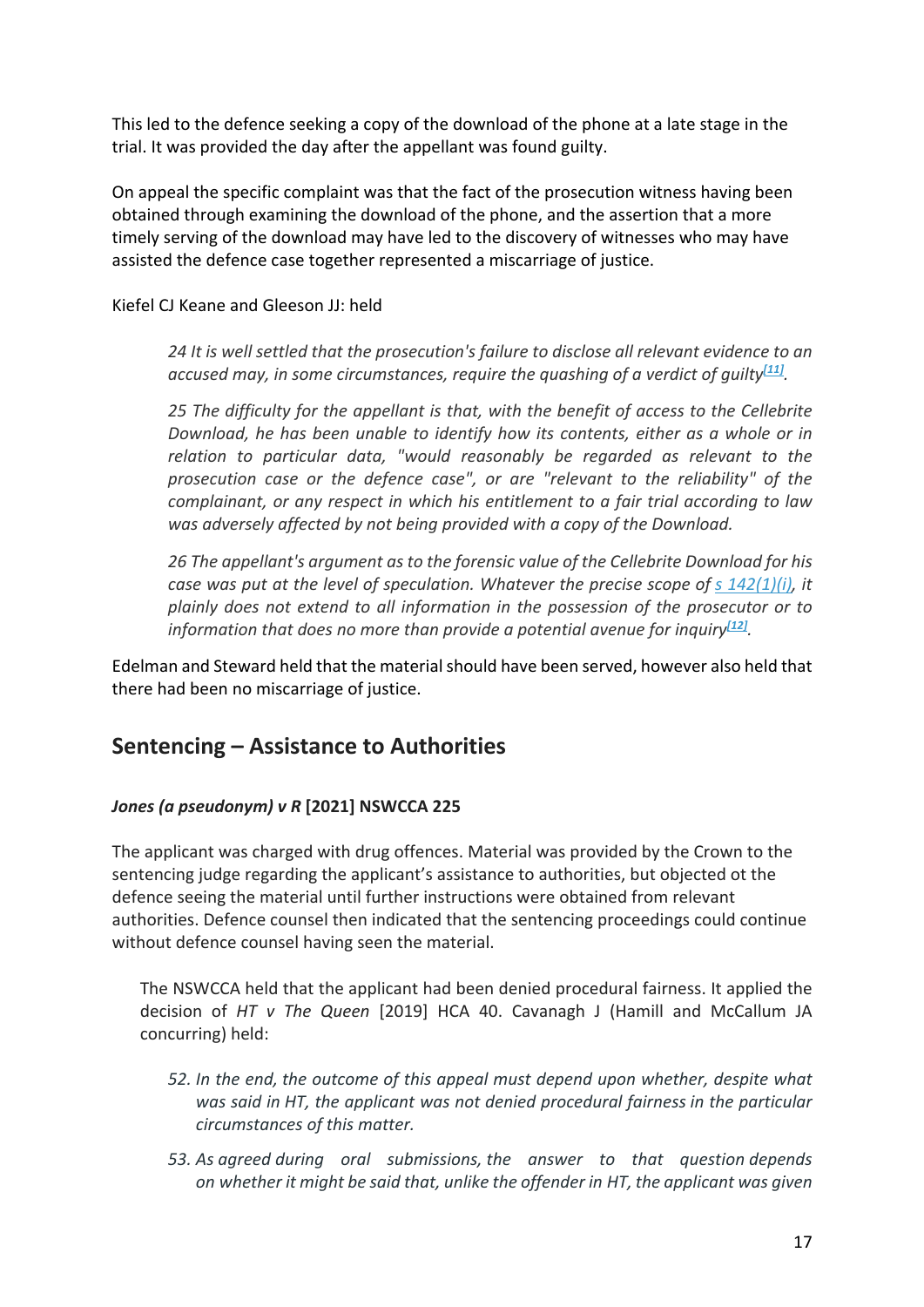This led to the defence seeking a copy of the download of the phone at a late stage in the trial. It was provided the day after the appellant was found guilty.

On appeal the specific complaint was that the fact of the prosecution witness having been obtained through examining the download of the phone, and the assertion that a more timely serving of the download may have led to the discovery of witnesses who may have assisted the defence case together represented a miscarriage of justice.

Kiefel CJ Keane and Gleeson JJ: held

> *24 It is well settled that the prosecution's failure to disclose all relevant evidence to an accused may, in some circumstances, require the quashing of a verdict of guilty[11].*
>
> *25 The difficulty for the appellant is that, with the benefit of access to the Cellebrite Download, he has been unable to identify how its contents, either as a whole or in relation to particular data, "would reasonably be regarded as relevant to the prosecution case or the defence case", or are "relevant to the reliability" of the complainant, or any respect in which his entitlement to a fair trial according to law was adversely affected by not being provided with a copy of the Download.*
>
> *26 The appellant's argument as to the forensic value of the Cellebrite Download for his case was put at the level of speculation. Whatever the precise scope of s 142(1)(i), it plainly does not extend to all information in the possession of the prosecutor or to information that does no more than provide a potential avenue for inquiry[12].*

Edelman and Steward held that the material should have been served, however also held that there had been no miscarriage of justice.

## Sentencing – Assistance to Authorities

### *Jones (a pseudonym) v R* [2021] NSWCCA 225

The applicant was charged with drug offences. Material was provided by the Crown to the sentencing judge regarding the applicant's assistance to authorities, but objected ot the defence seeing the material until further instructions were obtained from relevant authorities. Defence counsel then indicated that the sentencing proceedings could continue without defence counsel having seen the material.

The NSWCCA held that the applicant had been denied procedural fairness. It applied the decision of *HT v The Queen* [2019] HCA 40. Cavanagh J (Hamill and McCallum JA concurring) held:

> *52. In the end, the outcome of this appeal must depend upon whether, despite what was said in HT, the applicant was not denied procedural fairness in the particular circumstances of this matter.*
>
> *53. As agreed during oral submissions, the answer to that question depends on whether it might be said that, unlike the offender in HT, the applicant was given*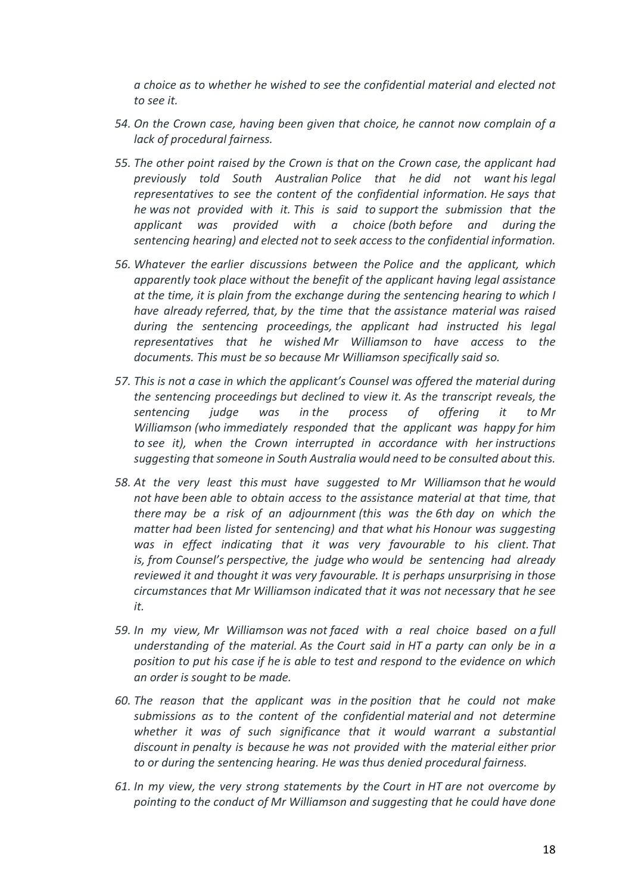*a choice as to whether he wished to see the confidential material and elected not to see it.*

54. *On the Crown case, having been given that choice, he cannot now complain of a lack of procedural fairness.*

55. *The other point raised by the Crown is that on the Crown case, the applicant had previously told South Australian Police that he did not want his legal representatives to see the content of the confidential information. He says that he was not provided with it. This is said to support the submission that the applicant was provided with a choice (both before and during the sentencing hearing) and elected not to seek access to the confidential information.*

56. *Whatever the earlier discussions between the Police and the applicant, which apparently took place without the benefit of the applicant having legal assistance at the time, it is plain from the exchange during the sentencing hearing to which I have already referred, that, by the time that the assistance material was raised during the sentencing proceedings, the applicant had instructed his legal representatives that he wished Mr Williamson to have access to the documents. This must be so because Mr Williamson specifically said so.*

57. *This is not a case in which the applicant's Counsel was offered the material during the sentencing proceedings but declined to view it. As the transcript reveals, the sentencing judge was in the process of offering it to Mr Williamson (who immediately responded that the applicant was happy for him to see it), when the Crown interrupted in accordance with her instructions suggesting that someone in South Australia would need to be consulted about this.*

58. *At the very least this must have suggested to Mr Williamson that he would not have been able to obtain access to the assistance material at that time, that there may be a risk of an adjournment (this was the 6th day on which the matter had been listed for sentencing) and that what his Honour was suggesting was in effect indicating that it was very favourable to his client. That is, from Counsel's perspective, the judge who would be sentencing had already reviewed it and thought it was very favourable. It is perhaps unsurprising in those circumstances that Mr Williamson indicated that it was not necessary that he see it.*

59. *In my view, Mr Williamson was not faced with a real choice based on a full understanding of the material. As the Court said in HT a party can only be in a position to put his case if he is able to test and respond to the evidence on which an order is sought to be made.*

60. *The reason that the applicant was in the position that he could not make submissions as to the content of the confidential material and not determine whether it was of such significance that it would warrant a substantial discount in penalty is because he was not provided with the material either prior to or during the sentencing hearing. He was thus denied procedural fairness.*

61. *In my view, the very strong statements by the Court in HT are not overcome by pointing to the conduct of Mr Williamson and suggesting that he could have done*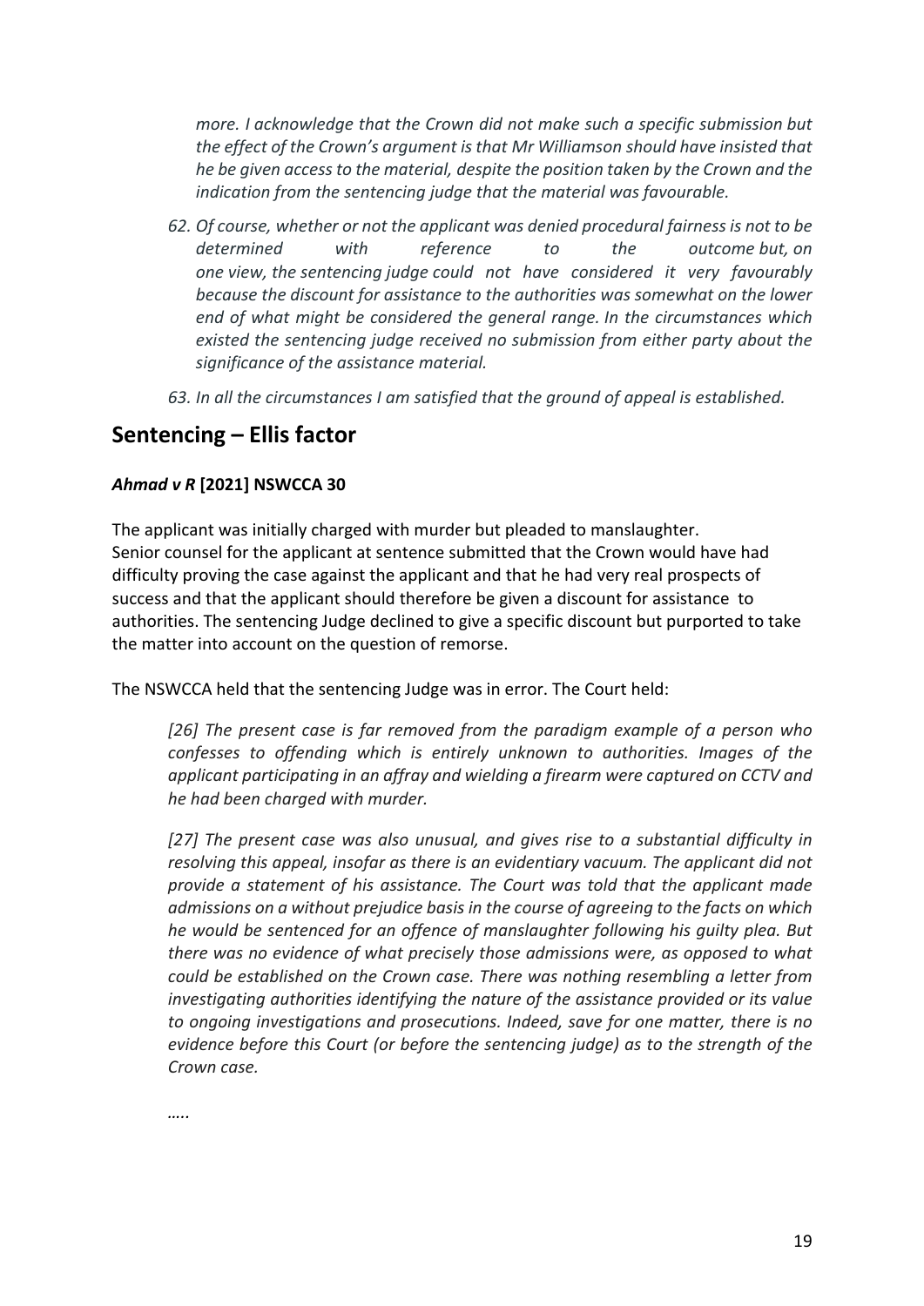*more. I acknowledge that the Crown did not make such a specific submission but the effect of the Crown's argument is that Mr Williamson should have insisted that he be given access to the material, despite the position taken by the Crown and the indication from the sentencing judge that the material was favourable.*

*62. Of course, whether or not the applicant was denied procedural fairness is not to be determined with reference to the outcome but, on one view, the sentencing judge could not have considered it very favourably because the discount for assistance to the authorities was somewhat on the lower end of what might be considered the general range. In the circumstances which existed the sentencing judge received no submission from either party about the significance of the assistance material.*

*63. In all the circumstances I am satisfied that the ground of appeal is established.*

## Sentencing – Ellis factor

***Ahmad v R* [2021] NSWCCA 30**

The applicant was initially charged with murder but pleaded to manslaughter. Senior counsel for the applicant at sentence submitted that the Crown would have had difficulty proving the case against the applicant and that he had very real prospects of success and that the applicant should therefore be given a discount for assistance to authorities. The sentencing Judge declined to give a specific discount but purported to take the matter into account on the question of remorse.

The NSWCCA held that the sentencing Judge was in error. The Court held:

> *[26] The present case is far removed from the paradigm example of a person who confesses to offending which is entirely unknown to authorities. Images of the applicant participating in an affray and wielding a firearm were captured on CCTV and he had been charged with murder.*
>
> *[27] The present case was also unusual, and gives rise to a substantial difficulty in resolving this appeal, insofar as there is an evidentiary vacuum. The applicant did not provide a statement of his assistance. The Court was told that the applicant made admissions on a without prejudice basis in the course of agreeing to the facts on which he would be sentenced for an offence of manslaughter following his guilty plea. But there was no evidence of what precisely those admissions were, as opposed to what could be established on the Crown case. There was nothing resembling a letter from investigating authorities identifying the nature of the assistance provided or its value to ongoing investigations and prosecutions. Indeed, save for one matter, there is no evidence before this Court (or before the sentencing judge) as to the strength of the Crown case.*
>
> *…..*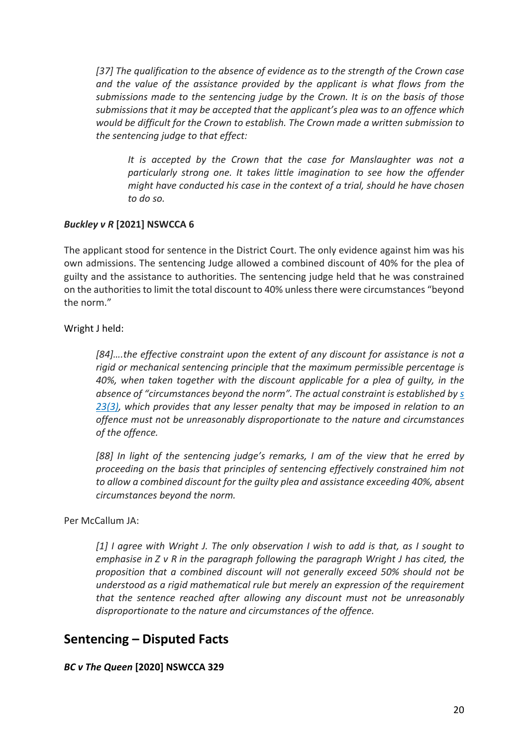*[37] The qualification to the absence of evidence as to the strength of the Crown case and the value of the assistance provided by the applicant is what flows from the submissions made to the sentencing judge by the Crown. It is on the basis of those submissions that it may be accepted that the applicant's plea was to an offence which would be difficult for the Crown to establish. The Crown made a written submission to the sentencing judge to that effect:*

> *It is accepted by the Crown that the case for Manslaughter was not a particularly strong one. It takes little imagination to see how the offender might have conducted his case in the context of a trial, should he have chosen to do so.*

***Buckley v R* [2021] NSWCCA 6**

The applicant stood for sentence in the District Court. The only evidence against him was his own admissions. The sentencing Judge allowed a combined discount of 40% for the plea of guilty and the assistance to authorities. The sentencing judge held that he was constrained on the authorities to limit the total discount to 40% unless there were circumstances "beyond the norm."

Wright J held:

> *[84]….the effective constraint upon the extent of any discount for assistance is not a rigid or mechanical sentencing principle that the maximum permissible percentage is 40%, when taken together with the discount applicable for a plea of guilty, in the absence of "circumstances beyond the norm". The actual constraint is established by s 23(3), which provides that any lesser penalty that may be imposed in relation to an offence must not be unreasonably disproportionate to the nature and circumstances of the offence.*
>
> *[88] In light of the sentencing judge's remarks, I am of the view that he erred by proceeding on the basis that principles of sentencing effectively constrained him not to allow a combined discount for the guilty plea and assistance exceeding 40%, absent circumstances beyond the norm.*

Per McCallum JA:

> *[1] I agree with Wright J. The only observation I wish to add is that, as I sought to emphasise in Z v R in the paragraph following the paragraph Wright J has cited, the proposition that a combined discount will not generally exceed 50% should not be understood as a rigid mathematical rule but merely an expression of the requirement that the sentence reached after allowing any discount must not be unreasonably disproportionate to the nature and circumstances of the offence.*

## Sentencing – Disputed Facts

***BC v The Queen* [2020] NSWCCA 329**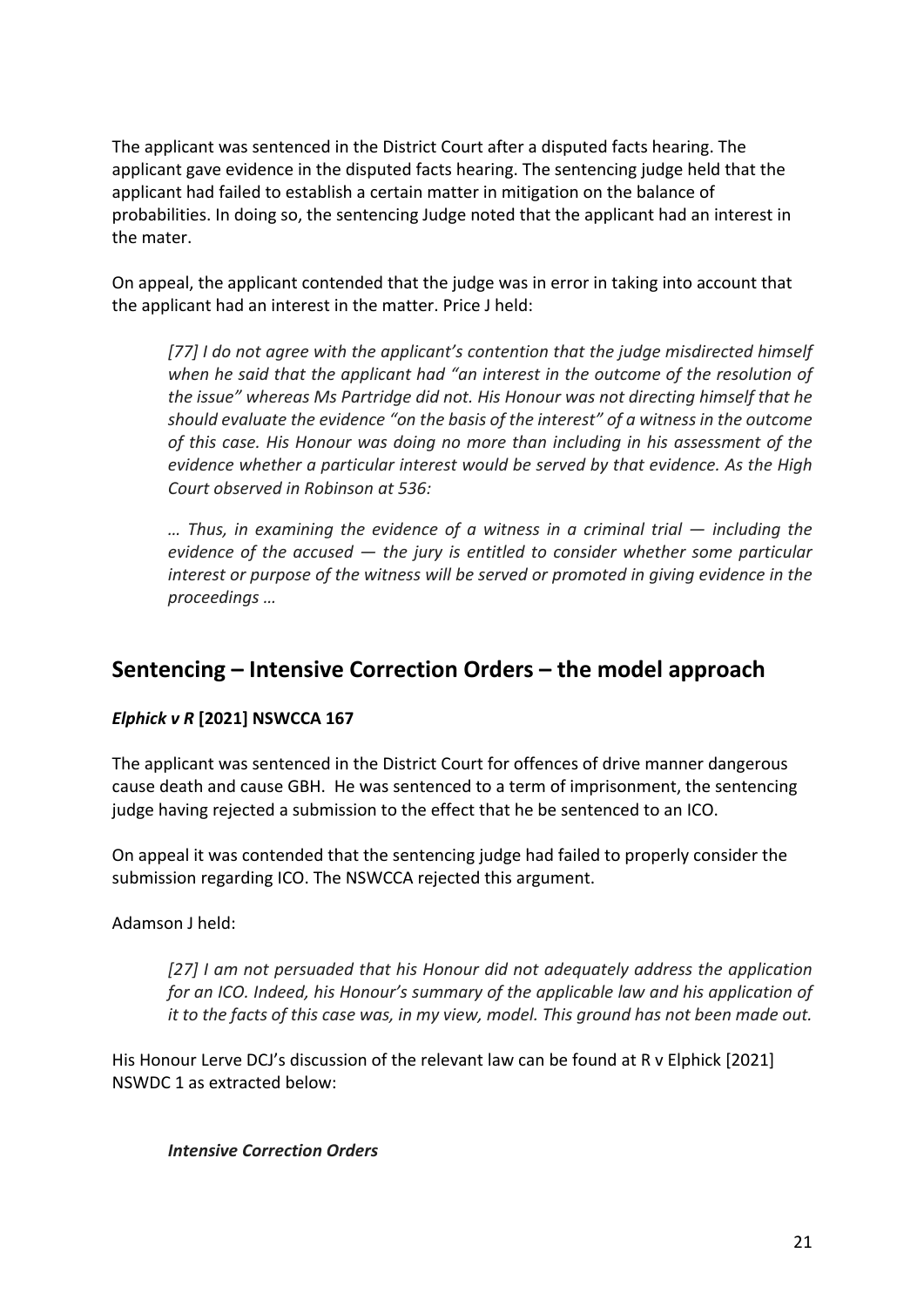The applicant was sentenced in the District Court after a disputed facts hearing. The applicant gave evidence in the disputed facts hearing. The sentencing judge held that the applicant had failed to establish a certain matter in mitigation on the balance of probabilities. In doing so, the sentencing Judge noted that the applicant had an interest in the mater.

On appeal, the applicant contended that the judge was in error in taking into account that the applicant had an interest in the matter. Price J held:

> *[77] I do not agree with the applicant's contention that the judge misdirected himself when he said that the applicant had "an interest in the outcome of the resolution of the issue" whereas Ms Partridge did not. His Honour was not directing himself that he should evaluate the evidence "on the basis of the interest" of a witness in the outcome of this case. His Honour was doing no more than including in his assessment of the evidence whether a particular interest would be served by that evidence. As the High Court observed in Robinson at 536:*
>
> *… Thus, in examining the evidence of a witness in a criminal trial — including the evidence of the accused — the jury is entitled to consider whether some particular interest or purpose of the witness will be served or promoted in giving evidence in the proceedings …*

## Sentencing – Intensive Correction Orders – the model approach

***Elphick v R* [2021] NSWCCA 167**

The applicant was sentenced in the District Court for offences of drive manner dangerous cause death and cause GBH. He was sentenced to a term of imprisonment, the sentencing judge having rejected a submission to the effect that he be sentenced to an ICO.

On appeal it was contended that the sentencing judge had failed to properly consider the submission regarding ICO. The NSWCCA rejected this argument.

Adamson J held:

> *[27] I am not persuaded that his Honour did not adequately address the application for an ICO. Indeed, his Honour's summary of the applicable law and his application of it to the facts of this case was, in my view, model. This ground has not been made out.*

His Honour Lerve DCJ's discussion of the relevant law can be found at R v Elphick [2021] NSWDC 1 as extracted below:

> ***Intensive Correction Orders***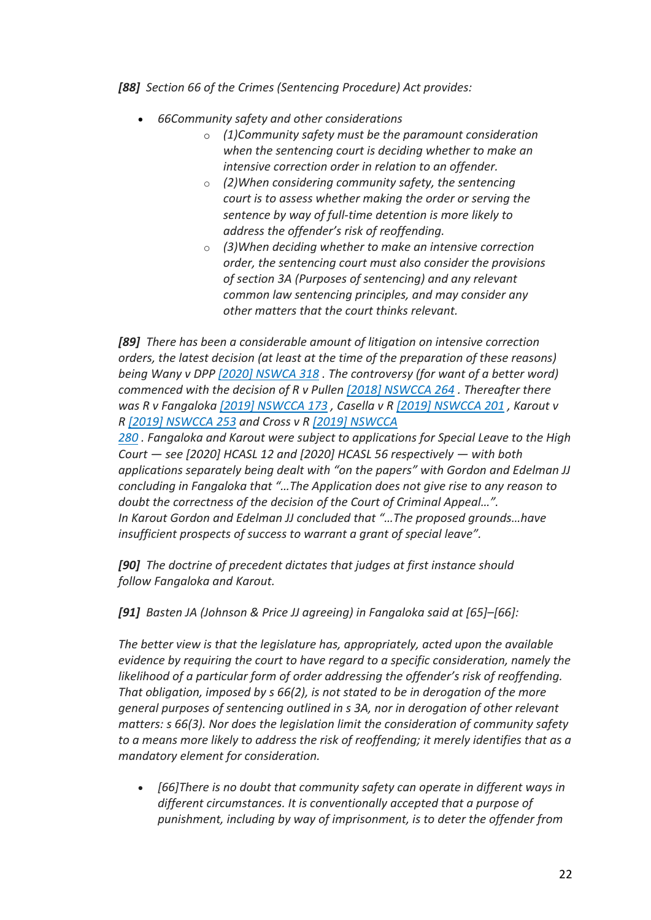*[88] Section 66 of the Crimes (Sentencing Procedure) Act provides:*

- *66Community safety and other considerations*
    - *(1)Community safety must be the paramount consideration when the sentencing court is deciding whether to make an intensive correction order in relation to an offender.*
    - *(2)When considering community safety, the sentencing court is to assess whether making the order or serving the sentence by way of full-time detention is more likely to address the offender's risk of reoffending.*
    - *(3)When deciding whether to make an intensive correction order, the sentencing court must also consider the provisions of section 3A (Purposes of sentencing) and any relevant common law sentencing principles, and may consider any other matters that the court thinks relevant.*

*[89] There has been a considerable amount of litigation on intensive correction orders, the latest decision (at least at the time of the preparation of these reasons) being Wany v DPP [2020] NSWCA 318 . The controversy (for want of a better word) commenced with the decision of R v Pullen [2018] NSWCCA 264 . Thereafter there was R v Fangaloka [2019] NSWCCA 173 , Casella v R [2019] NSWCCA 201 , Karout v R [2019] NSWCCA 253 and Cross v R [2019] NSWCCA 280 . Fangaloka and Karout were subject to applications for Special Leave to the High Court — see [2020] HCASL 12 and [2020] HCASL 56 respectively — with both applications separately being dealt with "on the papers" with Gordon and Edelman JJ concluding in Fangaloka that "…The Application does not give rise to any reason to doubt the correctness of the decision of the Court of Criminal Appeal…". In Karout Gordon and Edelman JJ concluded that "…The proposed grounds…have insufficient prospects of success to warrant a grant of special leave".*

*[90] The doctrine of precedent dictates that judges at first instance should follow Fangaloka and Karout.*

*[91] Basten JA (Johnson & Price JJ agreeing) in Fangaloka said at [65]–[66]:*

*The better view is that the legislature has, appropriately, acted upon the available evidence by requiring the court to have regard to a specific consideration, namely the likelihood of a particular form of order addressing the offender's risk of reoffending. That obligation, imposed by s 66(2), is not stated to be in derogation of the more general purposes of sentencing outlined in s 3A, nor in derogation of other relevant matters: s 66(3). Nor does the legislation limit the consideration of community safety to a means more likely to address the risk of reoffending; it merely identifies that as a mandatory element for consideration.*

- *[66]There is no doubt that community safety can operate in different ways in different circumstances. It is conventionally accepted that a purpose of punishment, including by way of imprisonment, is to deter the offender from*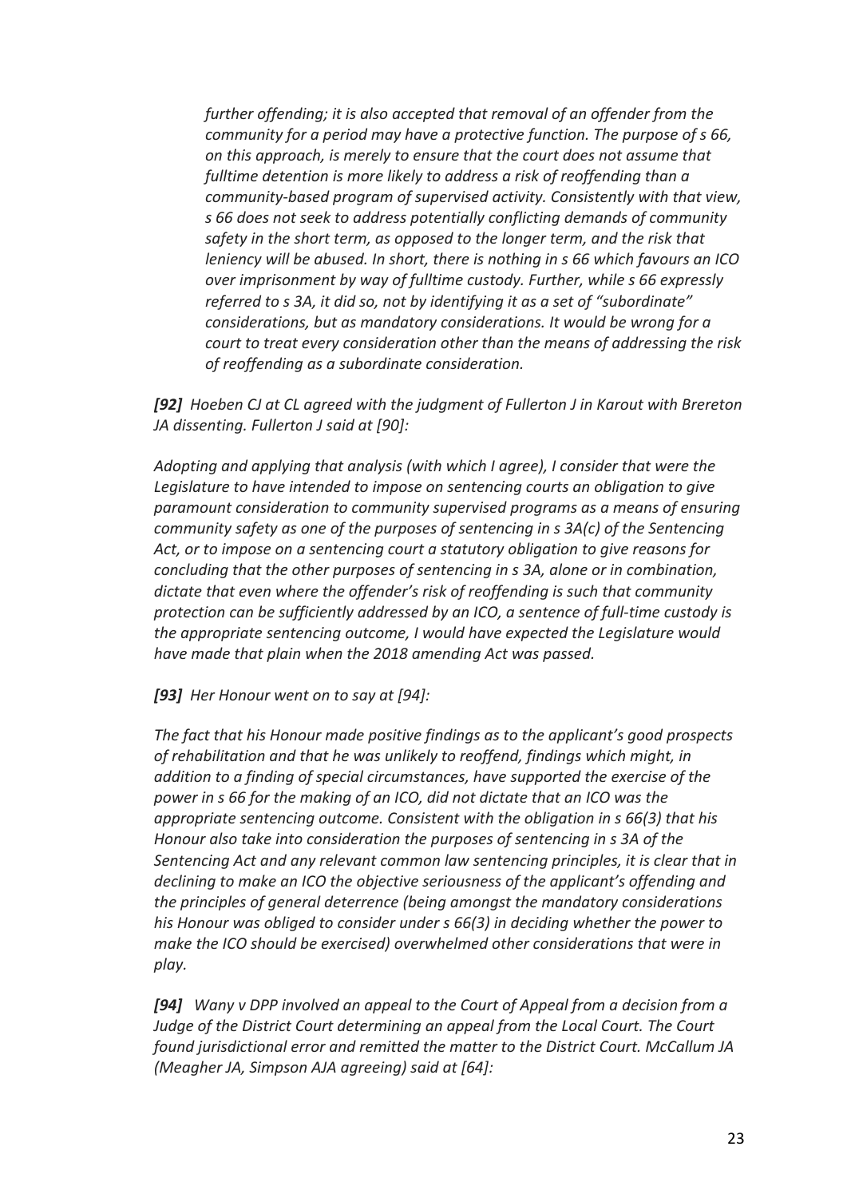*further offending; it is also accepted that removal of an offender from the community for a period may have a protective function. The purpose of s 66, on this approach, is merely to ensure that the court does not assume that fulltime detention is more likely to address a risk of reoffending than a community-based program of supervised activity. Consistently with that view, s 66 does not seek to address potentially conflicting demands of community safety in the short term, as opposed to the longer term, and the risk that leniency will be abused. In short, there is nothing in s 66 which favours an ICO over imprisonment by way of fulltime custody. Further, while s 66 expressly referred to s 3A, it did so, not by identifying it as a set of "subordinate" considerations, but as mandatory considerations. It would be wrong for a court to treat every consideration other than the means of addressing the risk of reoffending as a subordinate consideration.*

***[92]*** *Hoeben CJ at CL agreed with the judgment of Fullerton J in Karout with Brereton JA dissenting. Fullerton J said at [90]:*

*Adopting and applying that analysis (with which I agree), I consider that were the Legislature to have intended to impose on sentencing courts an obligation to give paramount consideration to community supervised programs as a means of ensuring community safety as one of the purposes of sentencing in s 3A(c) of the Sentencing Act, or to impose on a sentencing court a statutory obligation to give reasons for concluding that the other purposes of sentencing in s 3A, alone or in combination, dictate that even where the offender's risk of reoffending is such that community protection can be sufficiently addressed by an ICO, a sentence of full-time custody is the appropriate sentencing outcome, I would have expected the Legislature would have made that plain when the 2018 amending Act was passed.*

***[93]*** *Her Honour went on to say at [94]:*

*The fact that his Honour made positive findings as to the applicant's good prospects of rehabilitation and that he was unlikely to reoffend, findings which might, in addition to a finding of special circumstances, have supported the exercise of the power in s 66 for the making of an ICO, did not dictate that an ICO was the appropriate sentencing outcome. Consistent with the obligation in s 66(3) that his Honour also take into consideration the purposes of sentencing in s 3A of the Sentencing Act and any relevant common law sentencing principles, it is clear that in declining to make an ICO the objective seriousness of the applicant's offending and the principles of general deterrence (being amongst the mandatory considerations his Honour was obliged to consider under s 66(3) in deciding whether the power to make the ICO should be exercised) overwhelmed other considerations that were in play.*

***[94]*** *Wany v DPP involved an appeal to the Court of Appeal from a decision from a Judge of the District Court determining an appeal from the Local Court. The Court found jurisdictional error and remitted the matter to the District Court. McCallum JA (Meagher JA, Simpson AJA agreeing) said at [64]:*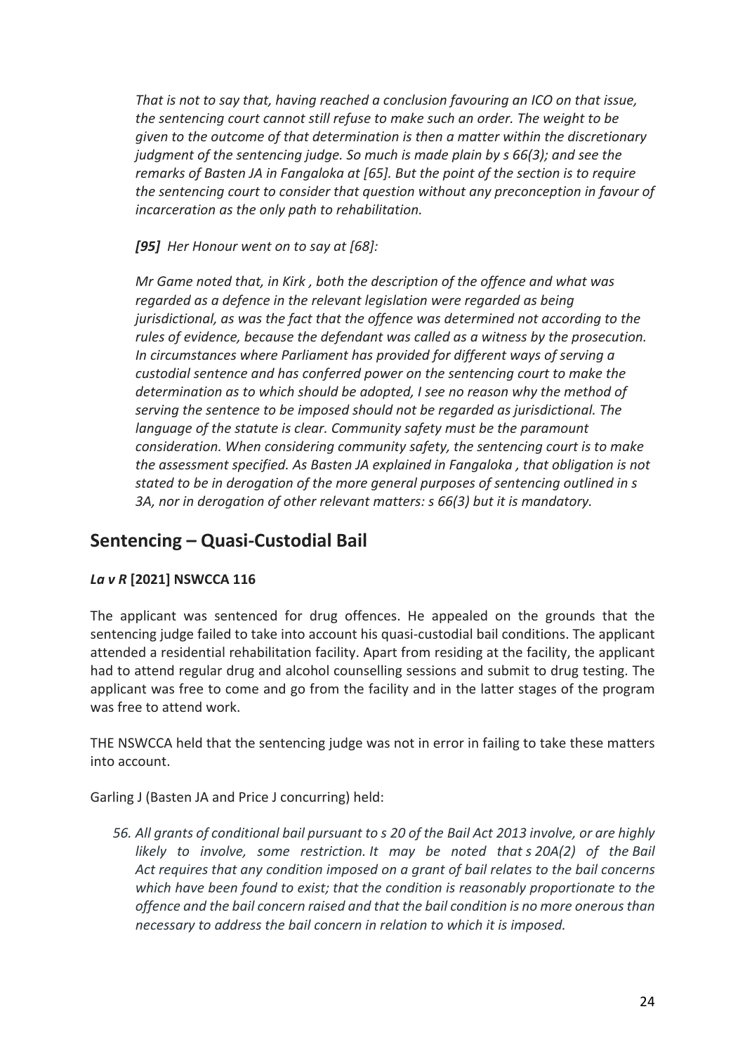*That is not to say that, having reached a conclusion favouring an ICO on that issue, the sentencing court cannot still refuse to make such an order. The weight to be given to the outcome of that determination is then a matter within the discretionary judgment of the sentencing judge. So much is made plain by s 66(3); and see the remarks of Basten JA in Fangaloka at [65]. But the point of the section is to require the sentencing court to consider that question without any preconception in favour of incarceration as the only path to rehabilitation.*

***[95]*** *Her Honour went on to say at [68]:*

*Mr Game noted that, in Kirk , both the description of the offence and what was regarded as a defence in the relevant legislation were regarded as being jurisdictional, as was the fact that the offence was determined not according to the rules of evidence, because the defendant was called as a witness by the prosecution. In circumstances where Parliament has provided for different ways of serving a custodial sentence and has conferred power on the sentencing court to make the determination as to which should be adopted, I see no reason why the method of serving the sentence to be imposed should not be regarded as jurisdictional. The language of the statute is clear. Community safety must be the paramount consideration. When considering community safety, the sentencing court is to make the assessment specified. As Basten JA explained in Fangaloka , that obligation is not stated to be in derogation of the more general purposes of sentencing outlined in s 3A, nor in derogation of other relevant matters: s 66(3) but it is mandatory.*

## Sentencing – Quasi-Custodial Bail

***La v R*** **[2021] NSWCCA 116**

The applicant was sentenced for drug offences. He appealed on the grounds that the sentencing judge failed to take into account his quasi-custodial bail conditions. The applicant attended a residential rehabilitation facility. Apart from residing at the facility, the applicant had to attend regular drug and alcohol counselling sessions and submit to drug testing. The applicant was free to come and go from the facility and in the latter stages of the program was free to attend work.

THE NSWCCA held that the sentencing judge was not in error in failing to take these matters into account.

Garling J (Basten JA and Price J concurring) held:

*56. All grants of conditional bail pursuant to s 20 of the Bail Act 2013 involve, or are highly likely to involve, some restriction. It may be noted that s 20A(2) of the Bail Act requires that any condition imposed on a grant of bail relates to the bail concerns which have been found to exist; that the condition is reasonably proportionate to the offence and the bail concern raised and that the bail condition is no more onerous than necessary to address the bail concern in relation to which it is imposed.*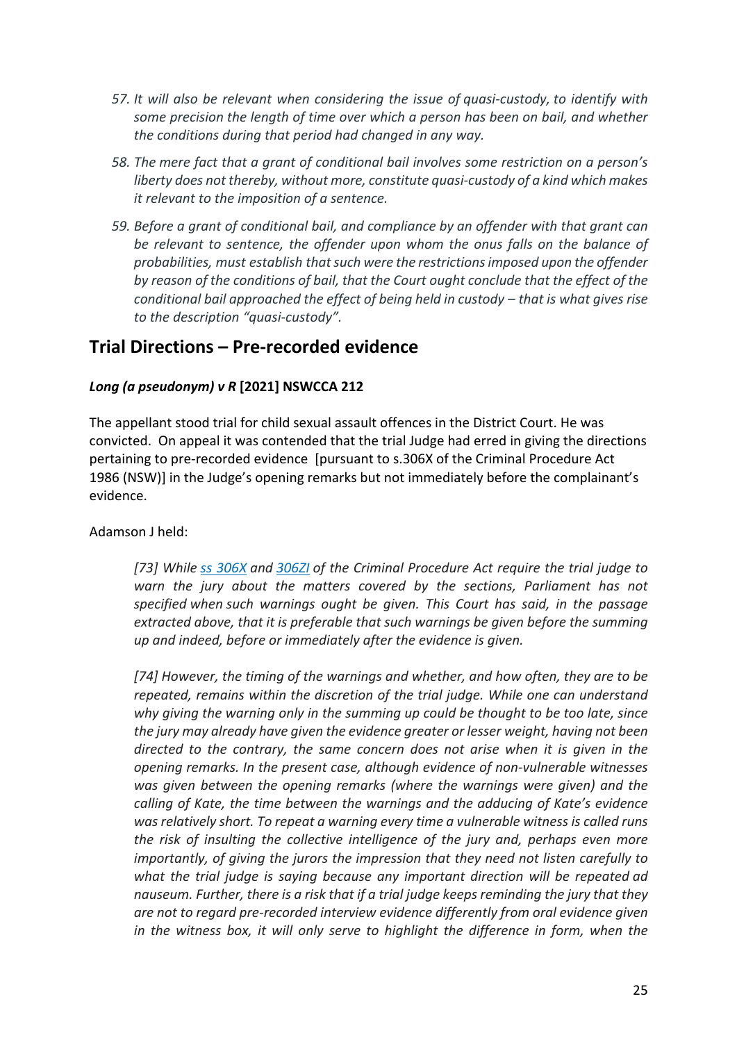> *57. It will also be relevant when considering the issue of quasi-custody, to identify with some precision the length of time over which a person has been on bail, and whether the conditions during that period had changed in any way.*
>
> *58. The mere fact that a grant of conditional bail involves some restriction on a person's liberty does not thereby, without more, constitute quasi-custody of a kind which makes it relevant to the imposition of a sentence.*
>
> *59. Before a grant of conditional bail, and compliance by an offender with that grant can be relevant to sentence, the offender upon whom the onus falls on the balance of probabilities, must establish that such were the restrictions imposed upon the offender by reason of the conditions of bail, that the Court ought conclude that the effect of the conditional bail approached the effect of being held in custody – that is what gives rise to the description "quasi-custody".*

## Trial Directions – Pre-recorded evidence

### *Long (a pseudonym) v R* [2021] NSWCCA 212

The appellant stood trial for child sexual assault offences in the District Court. He was convicted. On appeal it was contended that the trial Judge had erred in giving the directions pertaining to pre-recorded evidence [pursuant to s.306X of the Criminal Procedure Act 1986 (NSW)] in the Judge's opening remarks but not immediately before the complainant's evidence.

Adamson J held:

> *[73] While ss 306X and 306ZI of the Criminal Procedure Act require the trial judge to warn the jury about the matters covered by the sections, Parliament has not specified when such warnings ought be given. This Court has said, in the passage extracted above, that it is preferable that such warnings be given before the summing up and indeed, before or immediately after the evidence is given.*
>
> *[74] However, the timing of the warnings and whether, and how often, they are to be repeated, remains within the discretion of the trial judge. While one can understand why giving the warning only in the summing up could be thought to be too late, since the jury may already have given the evidence greater or lesser weight, having not been directed to the contrary, the same concern does not arise when it is given in the opening remarks. In the present case, although evidence of non-vulnerable witnesses was given between the opening remarks (where the warnings were given) and the calling of Kate, the time between the warnings and the adducing of Kate's evidence was relatively short. To repeat a warning every time a vulnerable witness is called runs the risk of insulting the collective intelligence of the jury and, perhaps even more importantly, of giving the jurors the impression that they need not listen carefully to what the trial judge is saying because any important direction will be repeated ad nauseum. Further, there is a risk that if a trial judge keeps reminding the jury that they are not to regard pre-recorded interview evidence differently from oral evidence given in the witness box, it will only serve to highlight the difference in form, when the*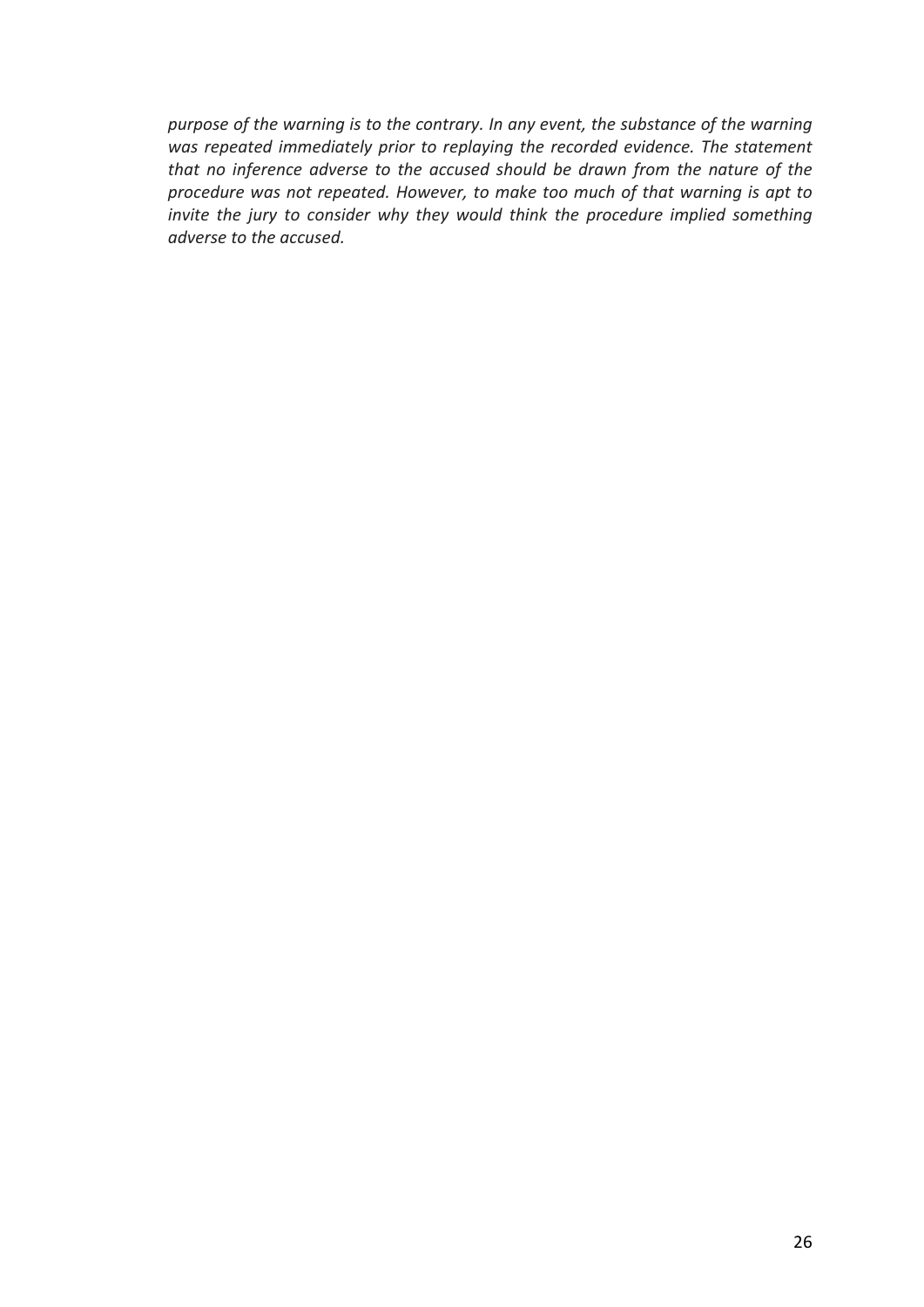*purpose of the warning is to the contrary. In any event, the substance of the warning was repeated immediately prior to replaying the recorded evidence. The statement that no inference adverse to the accused should be drawn from the nature of the procedure was not repeated. However, to make too much of that warning is apt to invite the jury to consider why they would think the procedure implied something adverse to the accused.*